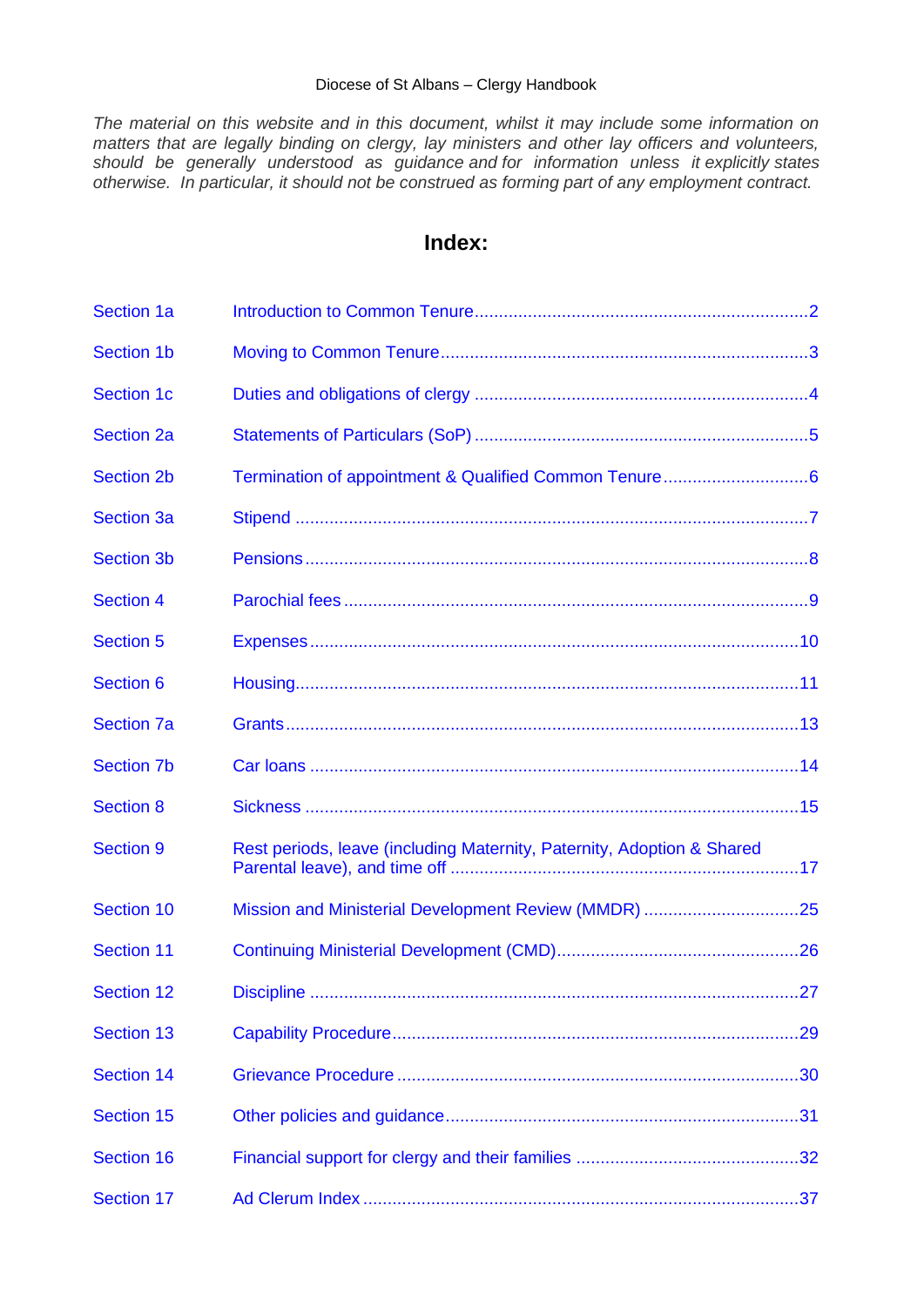Diocese of St Albans – Clergy Handbook

*The material on this website and in this document, whilst it may include some information on matters that are legally binding on clergy, lay ministers and other lay officers and volunteers, should be generally understood as guidance and for information unless it explicitly states otherwise. In particular, it should not be construed as forming part of any employment contract.*

# Index:

| Section | Title | Page |
|---|---|---|
| Section 1a | Introduction to Common Tenure | 2 |
| Section 1b | Moving to Common Tenure | 3 |
| Section 1c | Duties and obligations of clergy | 4 |
| Section 2a | Statements of Particulars (SoP) | 5 |
| Section 2b | Termination of appointment & Qualified Common Tenure | 6 |
| Section 3a | Stipend | 7 |
| Section 3b | Pensions | 8 |
| Section 4 | Parochial fees | 9 |
| Section 5 | Expenses | 10 |
| Section 6 | Housing | 11 |
| Section 7a | Grants | 13 |
| Section 7b | Car loans | 14 |
| Section 8 | Sickness | 15 |
| Section 9 | Rest periods, leave (including Maternity, Paternity, Adoption & Shared Parental leave), and time off | 17 |
| Section 10 | Mission and Ministerial Development Review (MMDR) | 25 |
| Section 11 | Continuing Ministerial Development (CMD) | 26 |
| Section 12 | Discipline | 27 |
| Section 13 | Capability Procedure | 29 |
| Section 14 | Grievance Procedure | 30 |
| Section 15 | Other policies and guidance | 31 |
| Section 16 | Financial support for clergy and their families | 32 |
| Section 17 | Ad Clerum Index | 37 |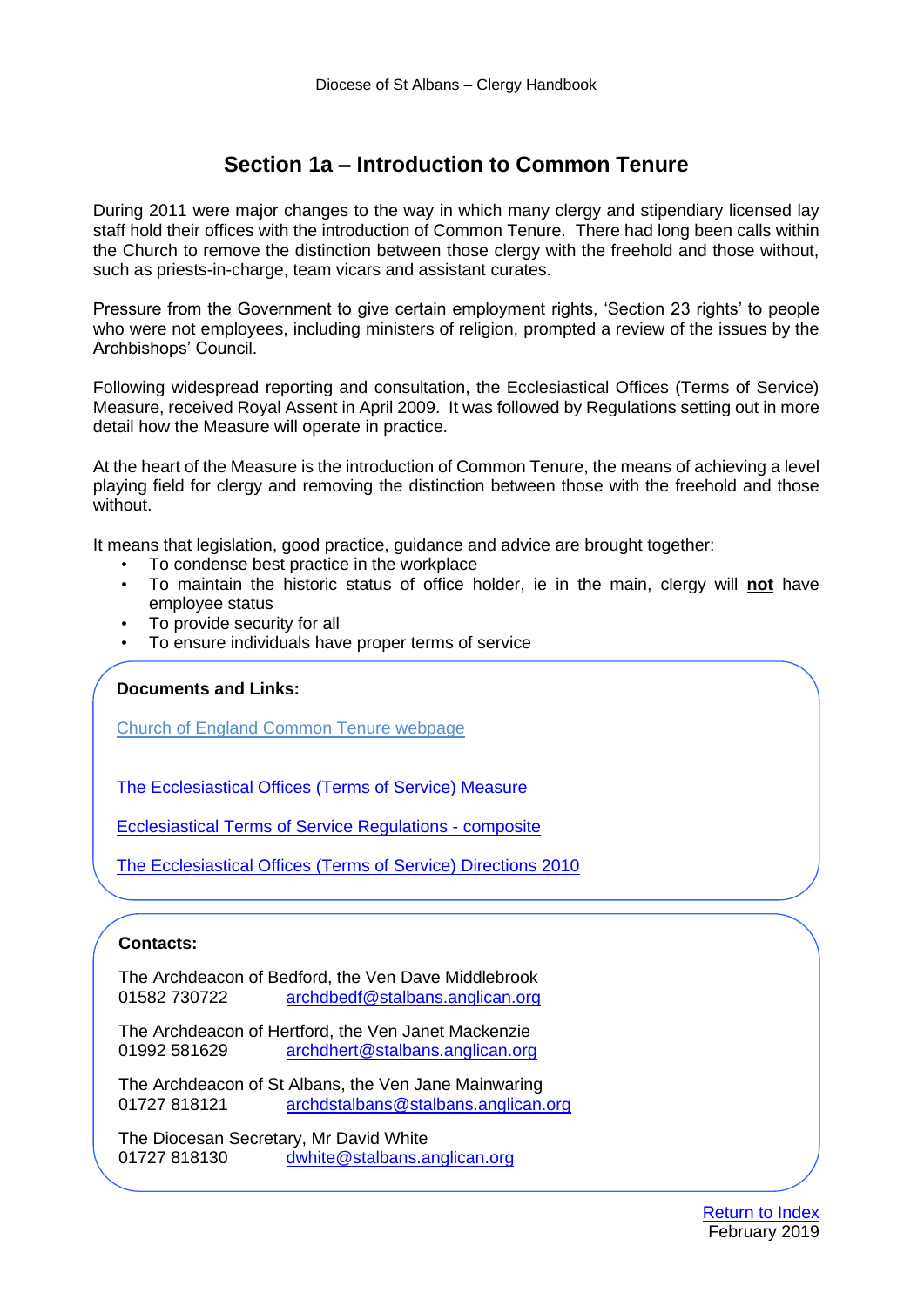# Section 1a – Introduction to Common Tenure

During 2011 were major changes to the way in which many clergy and stipendiary licensed lay staff hold their offices with the introduction of Common Tenure. There had long been calls within the Church to remove the distinction between those clergy with the freehold and those without, such as priests-in-charge, team vicars and assistant curates.

Pressure from the Government to give certain employment rights, 'Section 23 rights' to people who were not employees, including ministers of religion, prompted a review of the issues by the Archbishops' Council.

Following widespread reporting and consultation, the Ecclesiastical Offices (Terms of Service) Measure, received Royal Assent in April 2009. It was followed by Regulations setting out in more detail how the Measure will operate in practice.

At the heart of the Measure is the introduction of Common Tenure, the means of achieving a level playing field for clergy and removing the distinction between those with the freehold and those without.

It means that legislation, good practice, guidance and advice are brought together:

- To condense best practice in the workplace
- To maintain the historic status of office holder, ie in the main, clergy will **not** have employee status
- To provide security for all
- To ensure individuals have proper terms of service

**Documents and Links:**

Church of England Common Tenure webpage

The Ecclesiastical Offices (Terms of Service) Measure

Ecclesiastical Terms of Service Regulations - composite

The Ecclesiastical Offices (Terms of Service) Directions 2010

**Contacts:**

The Archdeacon of Bedford, the Ven Dave Middlebrook
01582 730722 archdbedf@stalbans.anglican.org

The Archdeacon of Hertford, the Ven Janet Mackenzie
01992 581629 archdhert@stalbans.anglican.org

The Archdeacon of St Albans, the Ven Jane Mainwaring
01727 818121 archdstalbans@stalbans.anglican.org

The Diocesan Secretary, Mr David White
01727 818130 dwhite@stalbans.anglican.org

Return to Index
February 2019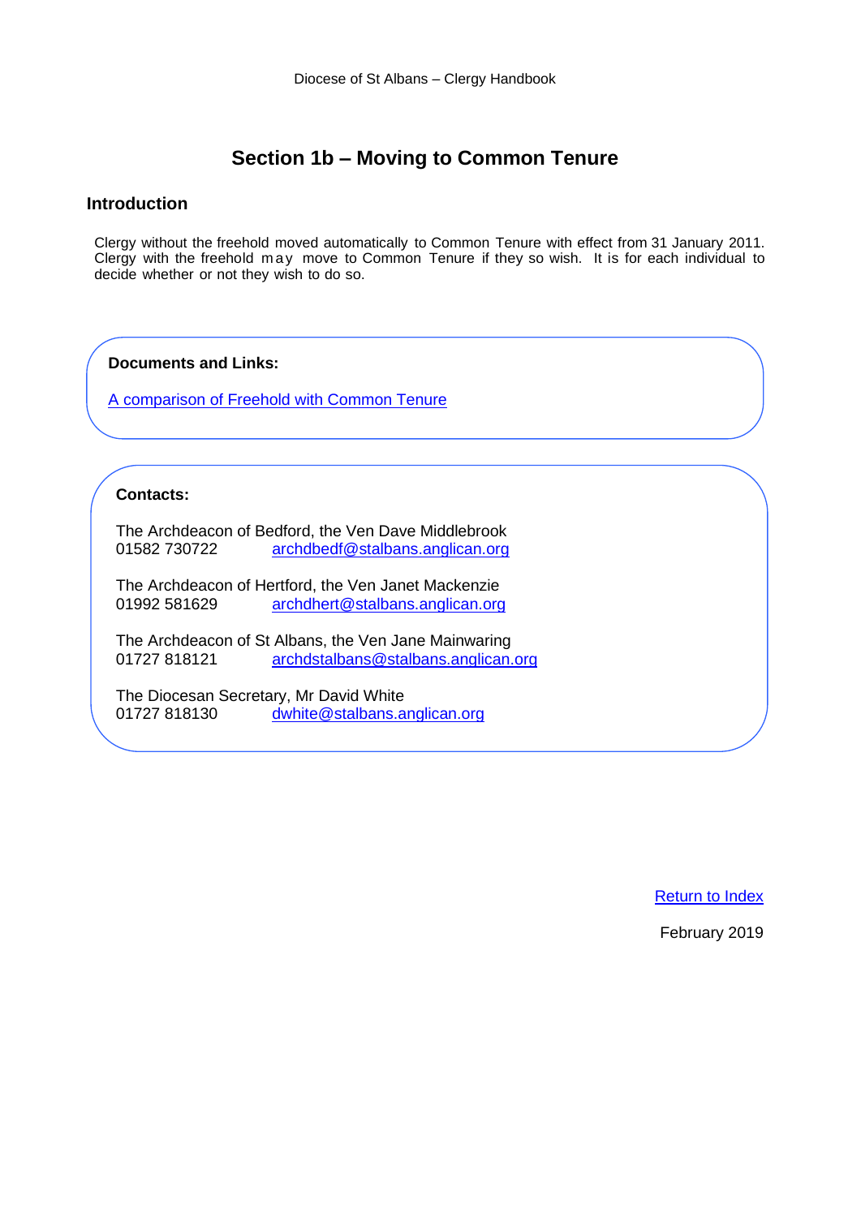# Section 1b – Moving to Common Tenure

## Introduction

Clergy without the freehold moved automatically to Common Tenure with effect from 31 January 2011. Clergy with the freehold may move to Common Tenure if they so wish. It is for each individual to decide whether or not they wish to do so.

**Documents and Links:**

A comparison of Freehold with Common Tenure

**Contacts:**

The Archdeacon of Bedford, the Ven Dave Middlebrook
01582 730722 archdbedf@stalbans.anglican.org

The Archdeacon of Hertford, the Ven Janet Mackenzie
01992 581629 archdhert@stalbans.anglican.org

The Archdeacon of St Albans, the Ven Jane Mainwaring
01727 818121 archdstalbans@stalbans.anglican.org

The Diocesan Secretary, Mr David White
01727 818130 dwhite@stalbans.anglican.org

Return to Index

February 2019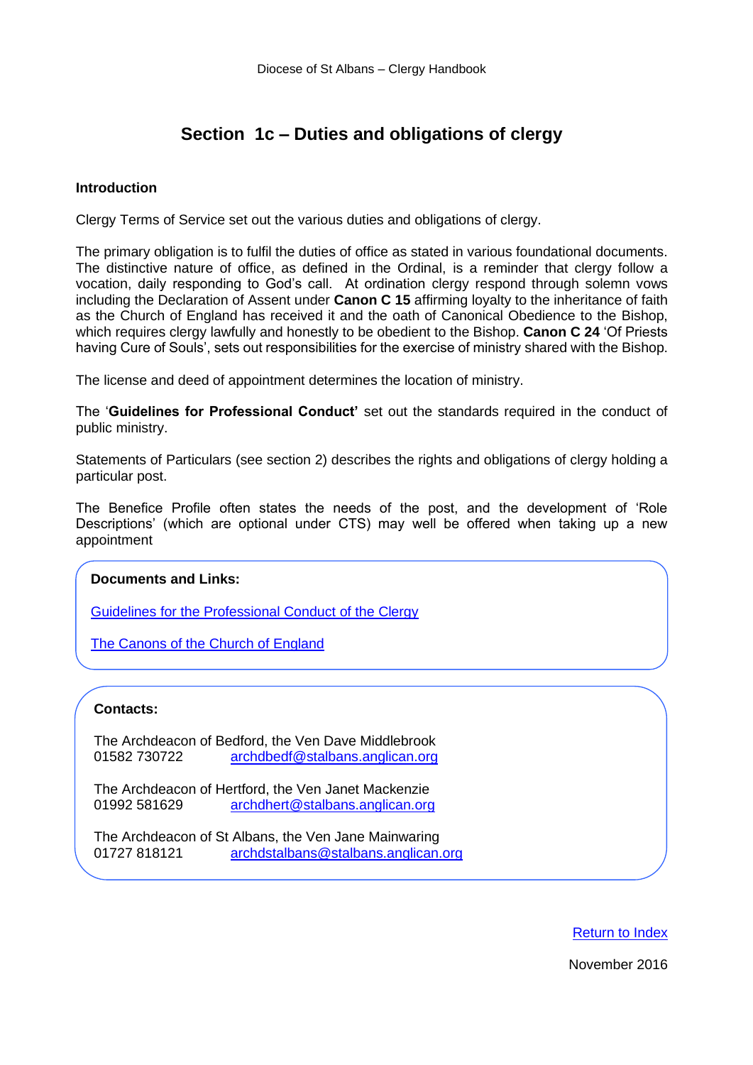# Section 1c – Duties and obligations of clergy

**Introduction**

Clergy Terms of Service set out the various duties and obligations of clergy.

The primary obligation is to fulfil the duties of office as stated in various foundational documents. The distinctive nature of office, as defined in the Ordinal, is a reminder that clergy follow a vocation, daily responding to God's call. At ordination clergy respond through solemn vows including the Declaration of Assent under **Canon C 15** affirming loyalty to the inheritance of faith as the Church of England has received it and the oath of Canonical Obedience to the Bishop, which requires clergy lawfully and honestly to be obedient to the Bishop. **Canon C 24** 'Of Priests having Cure of Souls', sets out responsibilities for the exercise of ministry shared with the Bishop.

The license and deed of appointment determines the location of ministry.

The '**Guidelines for Professional Conduct'** set out the standards required in the conduct of public ministry.

Statements of Particulars (see section 2) describes the rights and obligations of clergy holding a particular post.

The Benefice Profile often states the needs of the post, and the development of 'Role Descriptions' (which are optional under CTS) may well be offered when taking up a new appointment

**Documents and Links:**

Guidelines for the Professional Conduct of the Clergy

The Canons of the Church of England

**Contacts:**

The Archdeacon of Bedford, the Ven Dave Middlebrook
01582 730722 archdbedf@stalbans.anglican.org

The Archdeacon of Hertford, the Ven Janet Mackenzie
01992 581629 archdhert@stalbans.anglican.org

The Archdeacon of St Albans, the Ven Jane Mainwaring
01727 818121 archdstalbans@stalbans.anglican.org

Return to Index

November 2016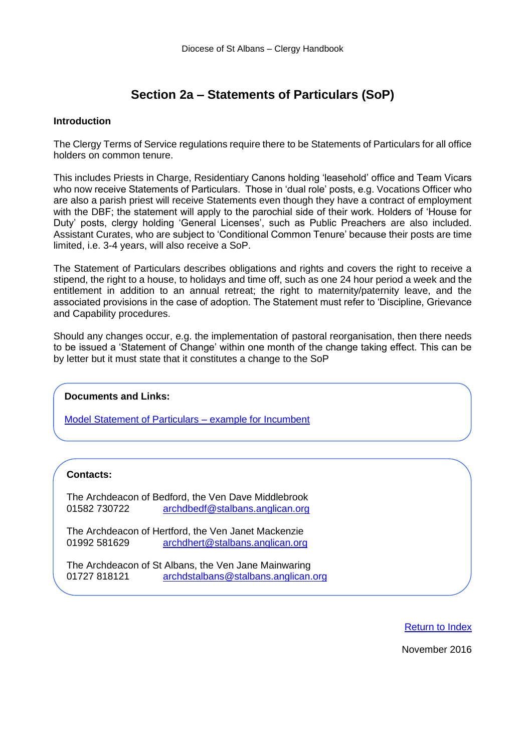# Section 2a – Statements of Particulars (SoP)

**Introduction**

The Clergy Terms of Service regulations require there to be Statements of Particulars for all office holders on common tenure.

This includes Priests in Charge, Residentiary Canons holding 'leasehold' office and Team Vicars who now receive Statements of Particulars. Those in 'dual role' posts, e.g. Vocations Officer who are also a parish priest will receive Statements even though they have a contract of employment with the DBF; the statement will apply to the parochial side of their work. Holders of 'House for Duty' posts, clergy holding 'General Licenses', such as Public Preachers are also included. Assistant Curates, who are subject to 'Conditional Common Tenure' because their posts are time limited, i.e. 3-4 years, will also receive a SoP.

The Statement of Particulars describes obligations and rights and covers the right to receive a stipend, the right to a house, to holidays and time off, such as one 24 hour period a week and the entitlement in addition to an annual retreat; the right to maternity/paternity leave, and the associated provisions in the case of adoption. The Statement must refer to 'Discipline, Grievance and Capability procedures.

Should any changes occur, e.g. the implementation of pastoral reorganisation, then there needs to be issued a 'Statement of Change' within one month of the change taking effect. This can be by letter but it must state that it constitutes a change to the SoP

**Documents and Links:**

Model Statement of Particulars – example for Incumbent

**Contacts:**

The Archdeacon of Bedford, the Ven Dave Middlebrook
01582 730722 archdbedf@stalbans.anglican.org

The Archdeacon of Hertford, the Ven Janet Mackenzie
01992 581629 archdhert@stalbans.anglican.org

The Archdeacon of St Albans, the Ven Jane Mainwaring
01727 818121 archdstalbans@stalbans.anglican.org

Return to Index

November 2016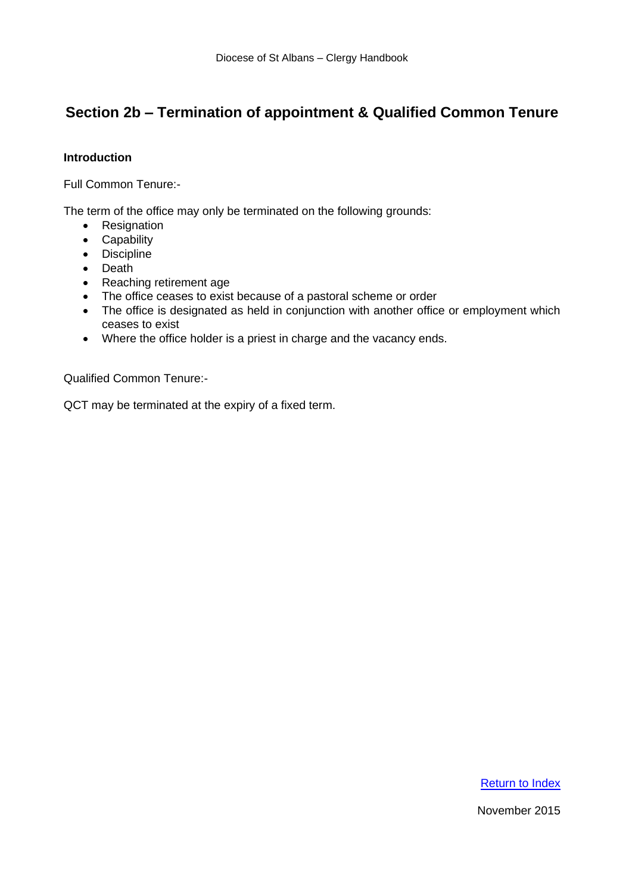## Section 2b – Termination of appointment & Qualified Common Tenure

**Introduction**

Full Common Tenure:-

The term of the office may only be terminated on the following grounds:

- Resignation
- Capability
- Discipline
- Death
- Reaching retirement age
- The office ceases to exist because of a pastoral scheme or order
- The office is designated as held in conjunction with another office or employment which ceases to exist
- Where the office holder is a priest in charge and the vacancy ends.

Qualified Common Tenure:-

QCT may be terminated at the expiry of a fixed term.

Return to Index

November 2015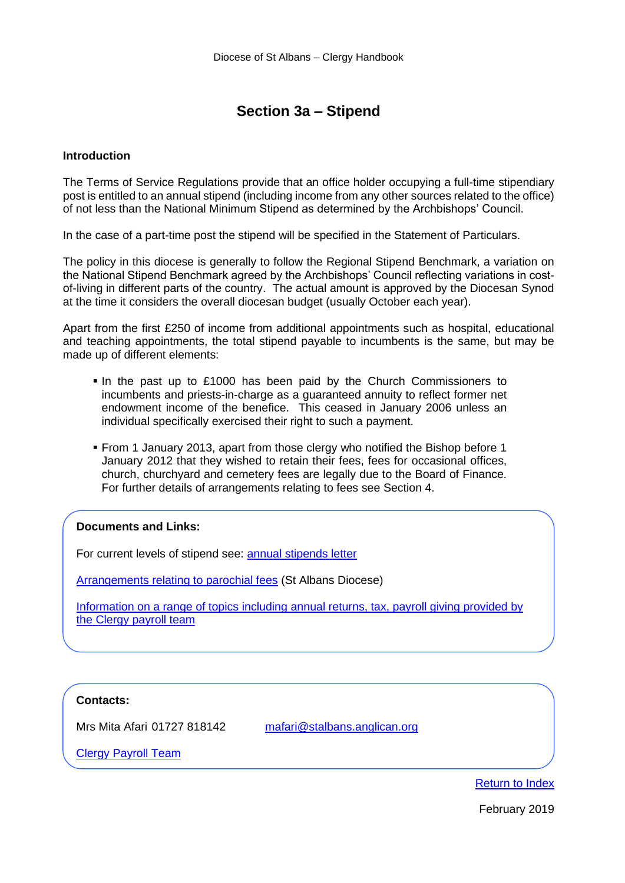# Section 3a – Stipend

## Introduction

The Terms of Service Regulations provide that an office holder occupying a full-time stipendiary post is entitled to an annual stipend (including income from any other sources related to the office) of not less than the National Minimum Stipend as determined by the Archbishops' Council.

In the case of a part-time post the stipend will be specified in the Statement of Particulars.

The policy in this diocese is generally to follow the Regional Stipend Benchmark, a variation on the National Stipend Benchmark agreed by the Archbishops' Council reflecting variations in cost-of-living in different parts of the country. The actual amount is approved by the Diocesan Synod at the time it considers the overall diocesan budget (usually October each year).

Apart from the first £250 of income from additional appointments such as hospital, educational and teaching appointments, the total stipend payable to incumbents is the same, but may be made up of different elements:

- In the past up to £1000 has been paid by the Church Commissioners to incumbents and priests-in-charge as a guaranteed annuity to reflect former net endowment income of the benefice. This ceased in January 2006 unless an individual specifically exercised their right to such a payment.
- From 1 January 2013, apart from those clergy who notified the Bishop before 1 January 2012 that they wished to retain their fees, fees for occasional offices, church, churchyard and cemetery fees are legally due to the Board of Finance. For further details of arrangements relating to fees see Section 4.

**Documents and Links:**

For current levels of stipend see: annual stipends letter

Arrangements relating to parochial fees (St Albans Diocese)

Information on a range of topics including annual returns, tax, payroll giving provided by the Clergy payroll team

**Contacts:**

Mrs Mita Afari 01727 818142 mafari@stalbans.anglican.org

Clergy Payroll Team

Return to Index

February 2019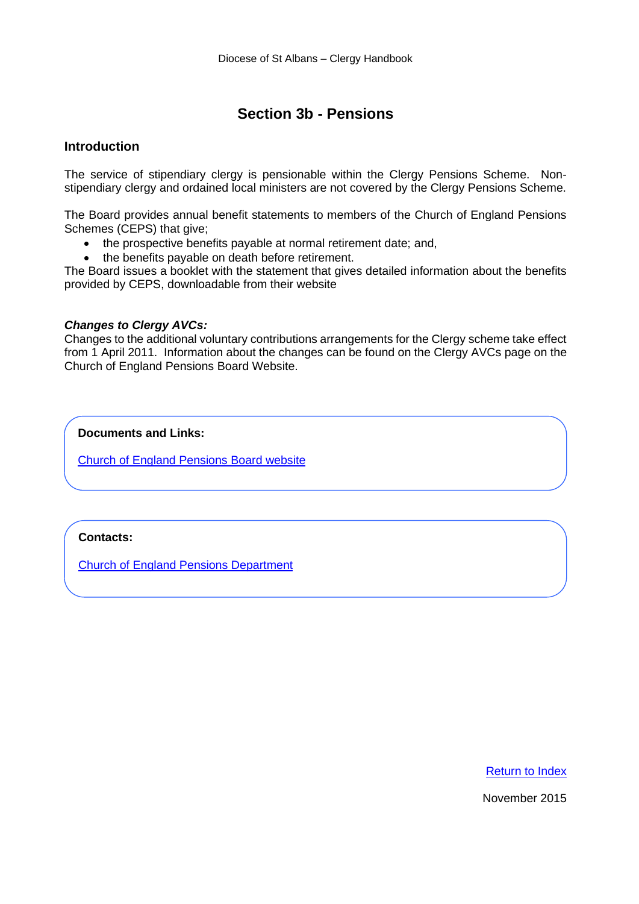# Section 3b - Pensions

## Introduction

The service of stipendiary clergy is pensionable within the Clergy Pensions Scheme. Non-stipendiary clergy and ordained local ministers are not covered by the Clergy Pensions Scheme.

The Board provides annual benefit statements to members of the Church of England Pensions Schemes (CEPS) that give;

- the prospective benefits payable at normal retirement date; and,
- the benefits payable on death before retirement.

The Board issues a booklet with the statement that gives detailed information about the benefits provided by CEPS, downloadable from their website

***Changes to Clergy AVCs:***

Changes to the additional voluntary contributions arrangements for the Clergy scheme take effect from 1 April 2011. Information about the changes can be found on the Clergy AVCs page on the Church of England Pensions Board Website.

**Documents and Links:**

Church of England Pensions Board website

**Contacts:**

Church of England Pensions Department

Return to Index

November 2015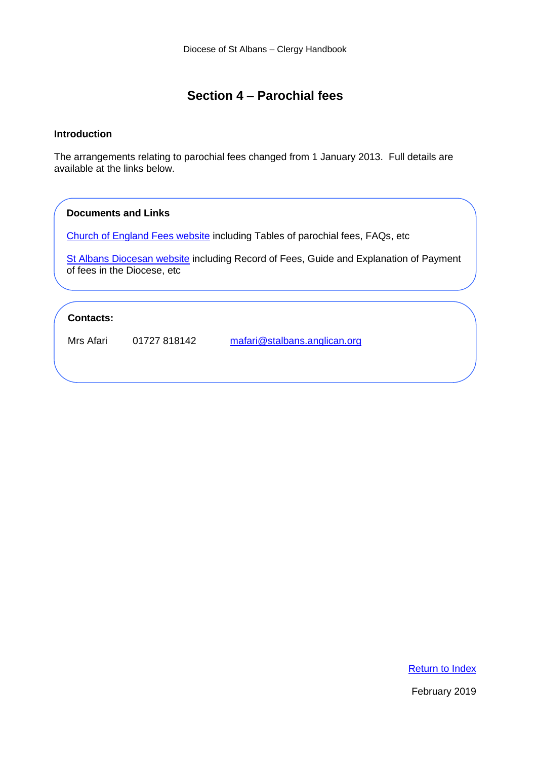# Section 4 – Parochial fees

### Introduction

The arrangements relating to parochial fees changed from 1 January 2013. Full details are available at the links below.

### Documents and Links

Church of England Fees website including Tables of parochial fees, FAQs, etc

St Albans Diocesan website including Record of Fees, Guide and Explanation of Payment of fees in the Diocese, etc

### Contacts:

Mrs Afari 01727 818142 mafari@stalbans.anglican.org

Return to Index

February 2019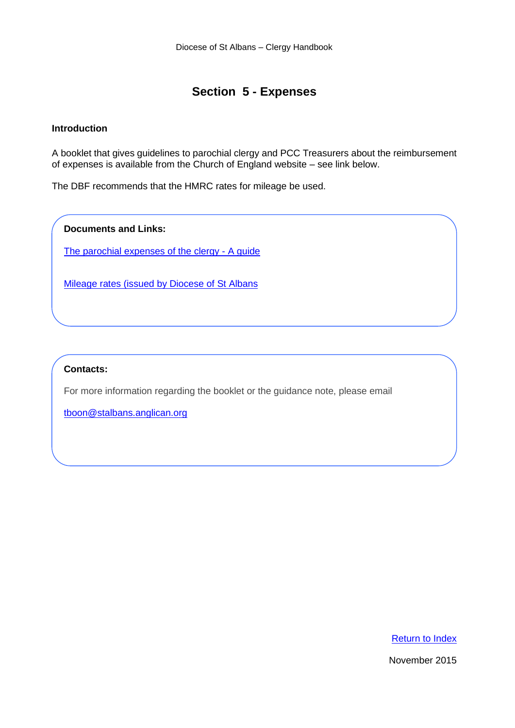# Section 5 - Expenses

## Introduction

A booklet that gives guidelines to parochial clergy and PCC Treasurers about the reimbursement of expenses is available from the Church of England website – see link below.

The DBF recommends that the HMRC rates for mileage be used.

**Documents and Links:**

The parochial expenses of the clergy - A guide

Mileage rates (issued by Diocese of St Albans

**Contacts:**

For more information regarding the booklet or the guidance note, please email

tboon@stalbans.anglican.org

Return to Index

November 2015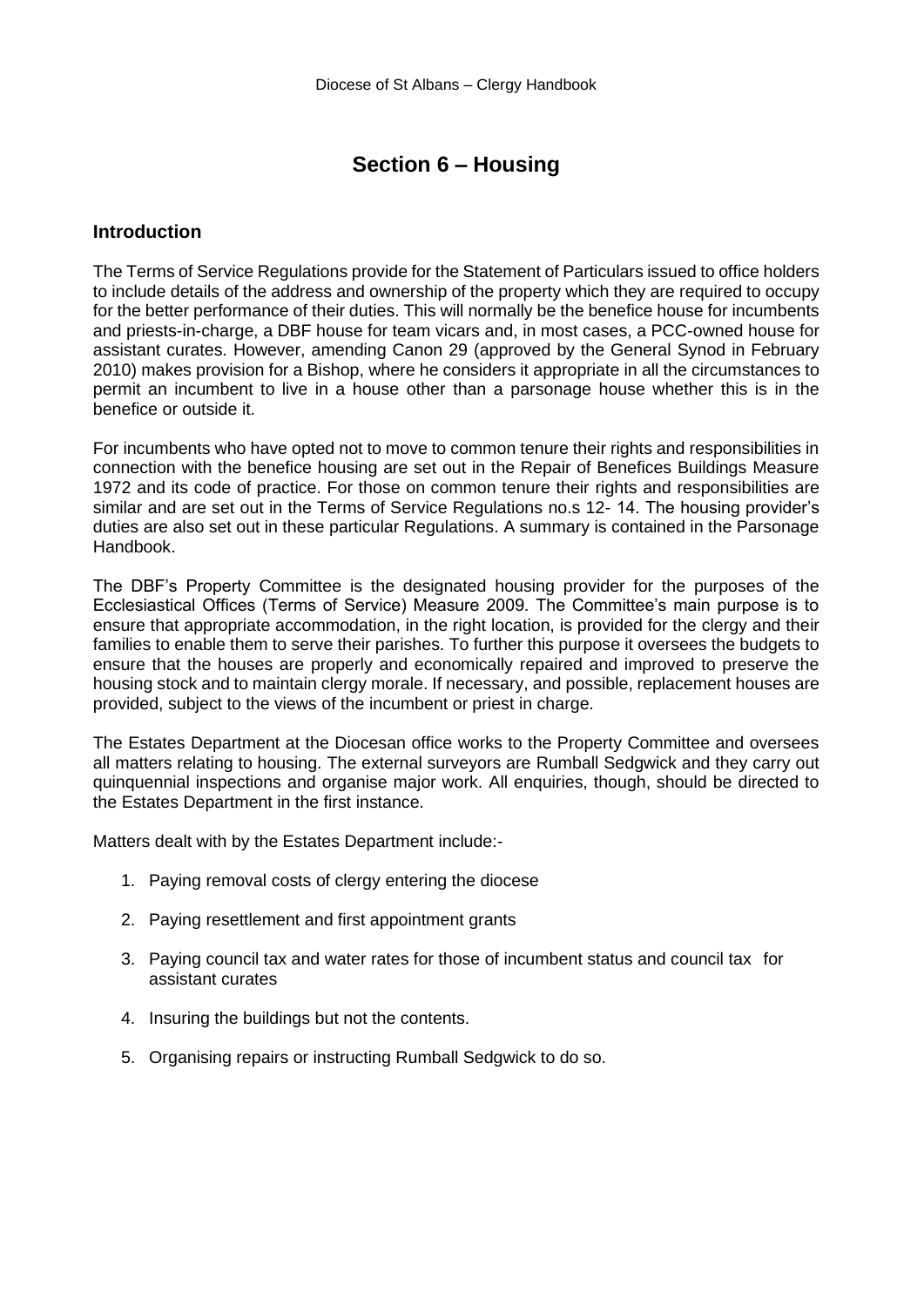# Section 6 – Housing

## Introduction

The Terms of Service Regulations provide for the Statement of Particulars issued to office holders to include details of the address and ownership of the property which they are required to occupy for the better performance of their duties. This will normally be the benefice house for incumbents and priests-in-charge, a DBF house for team vicars and, in most cases, a PCC-owned house for assistant curates. However, amending Canon 29 (approved by the General Synod in February 2010) makes provision for a Bishop, where he considers it appropriate in all the circumstances to permit an incumbent to live in a house other than a parsonage house whether this is in the benefice or outside it.

For incumbents who have opted not to move to common tenure their rights and responsibilities in connection with the benefice housing are set out in the Repair of Benefices Buildings Measure 1972 and its code of practice. For those on common tenure their rights and responsibilities are similar and are set out in the Terms of Service Regulations no.s 12- 14. The housing provider's duties are also set out in these particular Regulations. A summary is contained in the Parsonage Handbook.

The DBF's Property Committee is the designated housing provider for the purposes of the Ecclesiastical Offices (Terms of Service) Measure 2009. The Committee's main purpose is to ensure that appropriate accommodation, in the right location, is provided for the clergy and their families to enable them to serve their parishes. To further this purpose it oversees the budgets to ensure that the houses are properly and economically repaired and improved to preserve the housing stock and to maintain clergy morale. If necessary, and possible, replacement houses are provided, subject to the views of the incumbent or priest in charge.

The Estates Department at the Diocesan office works to the Property Committee and oversees all matters relating to housing. The external surveyors are Rumball Sedgwick and they carry out quinquennial inspections and organise major work. All enquiries, though, should be directed to the Estates Department in the first instance.

Matters dealt with by the Estates Department include:-

1. Paying removal costs of clergy entering the diocese
2. Paying resettlement and first appointment grants
3. Paying council tax and water rates for those of incumbent status and council tax for assistant curates
4. Insuring the buildings but not the contents.
5. Organising repairs or instructing Rumball Sedgwick to do so.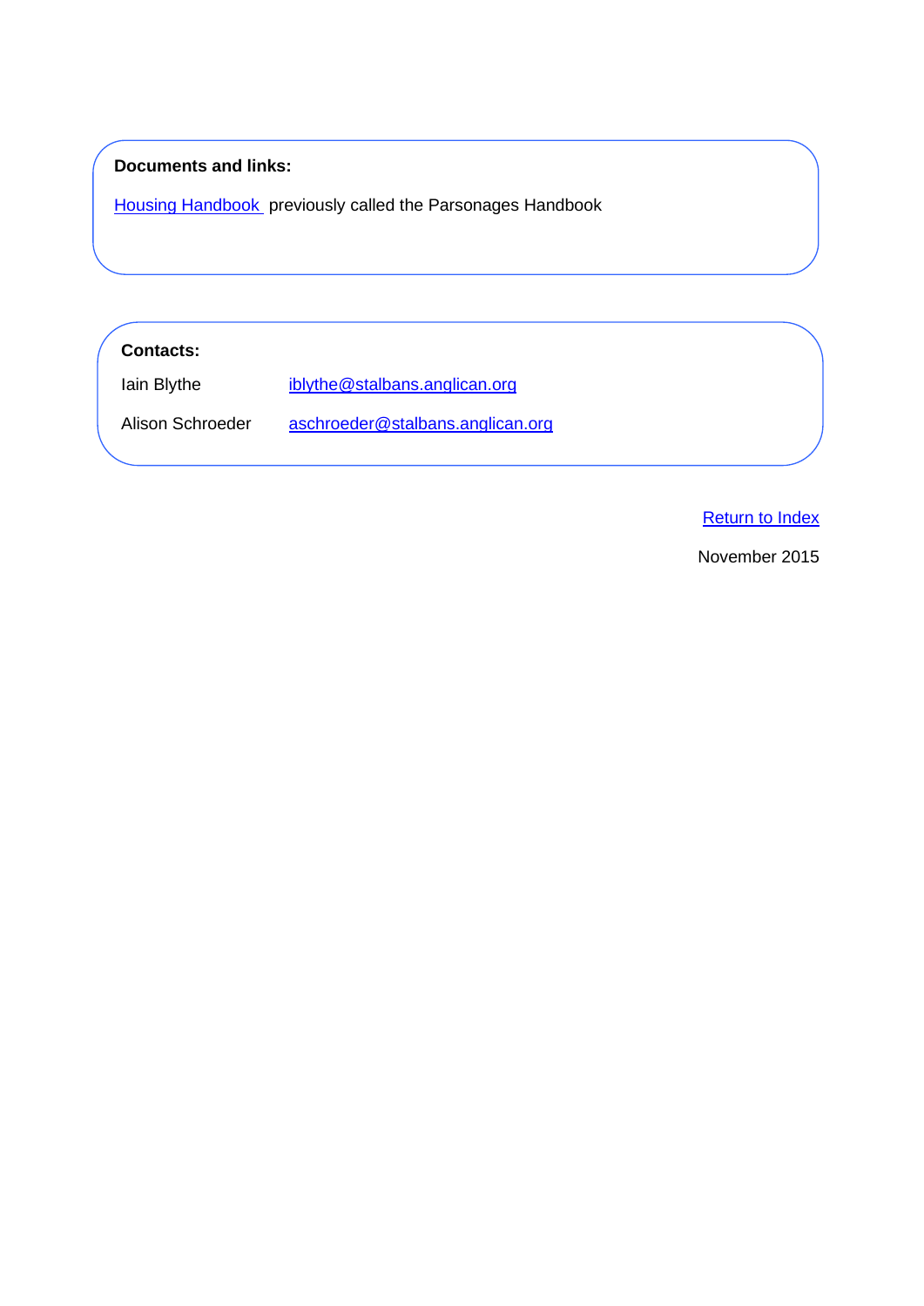**Documents and links:**

Housing Handbook previously called the Parsonages Handbook

**Contacts:**

| | |
|---|---|
| Iain Blythe | iblythe@stalbans.anglican.org |
| Alison Schroeder | aschroeder@stalbans.anglican.org |

Return to Index

November 2015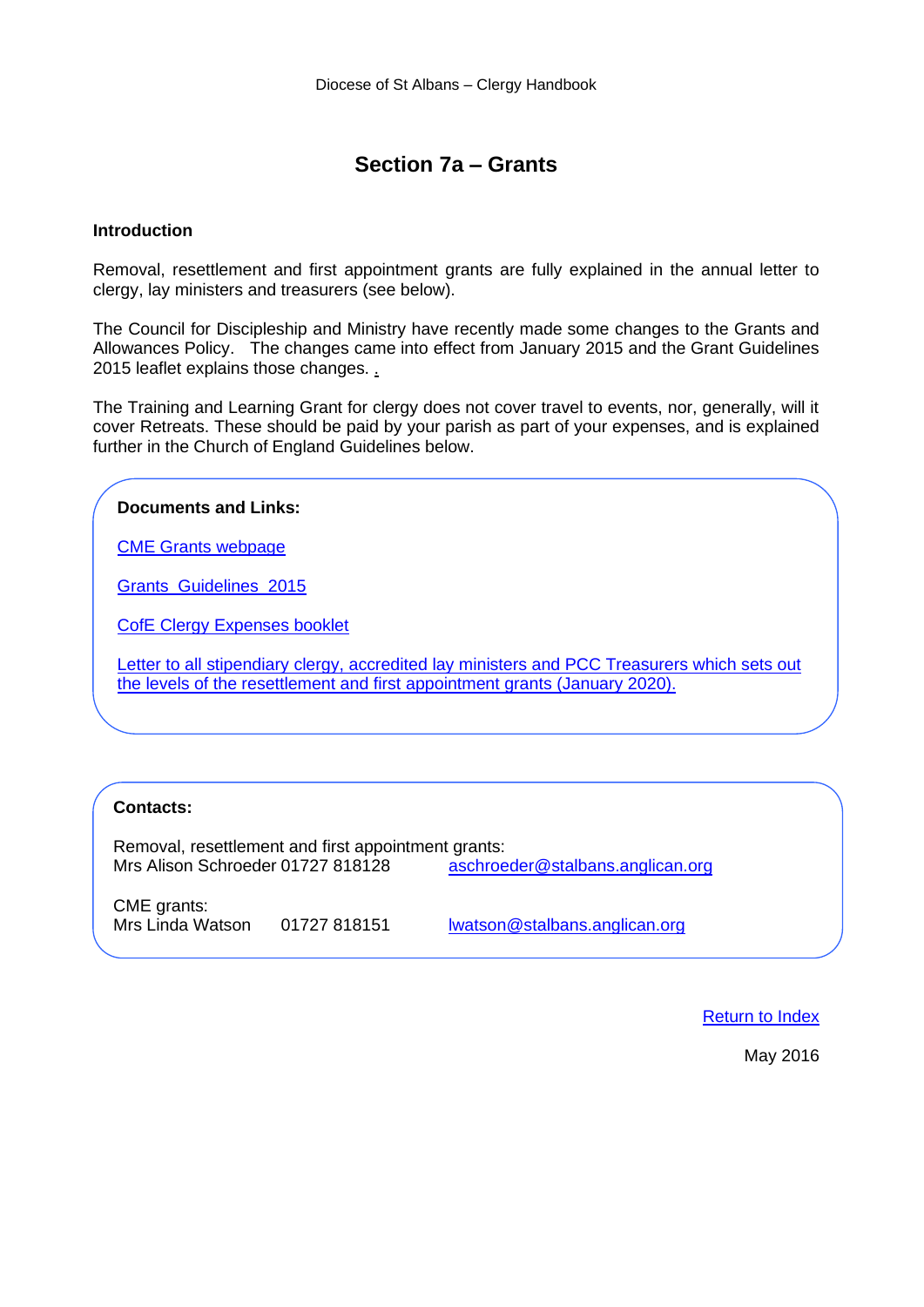Diocese of St Albans – Clergy Handbook

# Section 7a – Grants

**Introduction**

Removal, resettlement and first appointment grants are fully explained in the annual letter to clergy, lay ministers and treasurers (see below).

The Council for Discipleship and Ministry have recently made some changes to the Grants and Allowances Policy. The changes came into effect from January 2015 and the Grant Guidelines 2015 leaflet explains those changes.

The Training and Learning Grant for clergy does not cover travel to events, nor, generally, will it cover Retreats. These should be paid by your parish as part of your expenses, and is explained further in the Church of England Guidelines below.

**Documents and Links:**

CME Grants webpage

Grants Guidelines 2015

CofE Clergy Expenses booklet

Letter to all stipendiary clergy, accredited lay ministers and PCC Treasurers which sets out the levels of the resettlement and first appointment grants (January 2020).

**Contacts:**

Removal, resettlement and first appointment grants:
Mrs Alison Schroeder 01727 818128 aschroeder@stalbans.anglican.org

CME grants:
Mrs Linda Watson 01727 818151 lwatson@stalbans.anglican.org

Return to Index

May 2016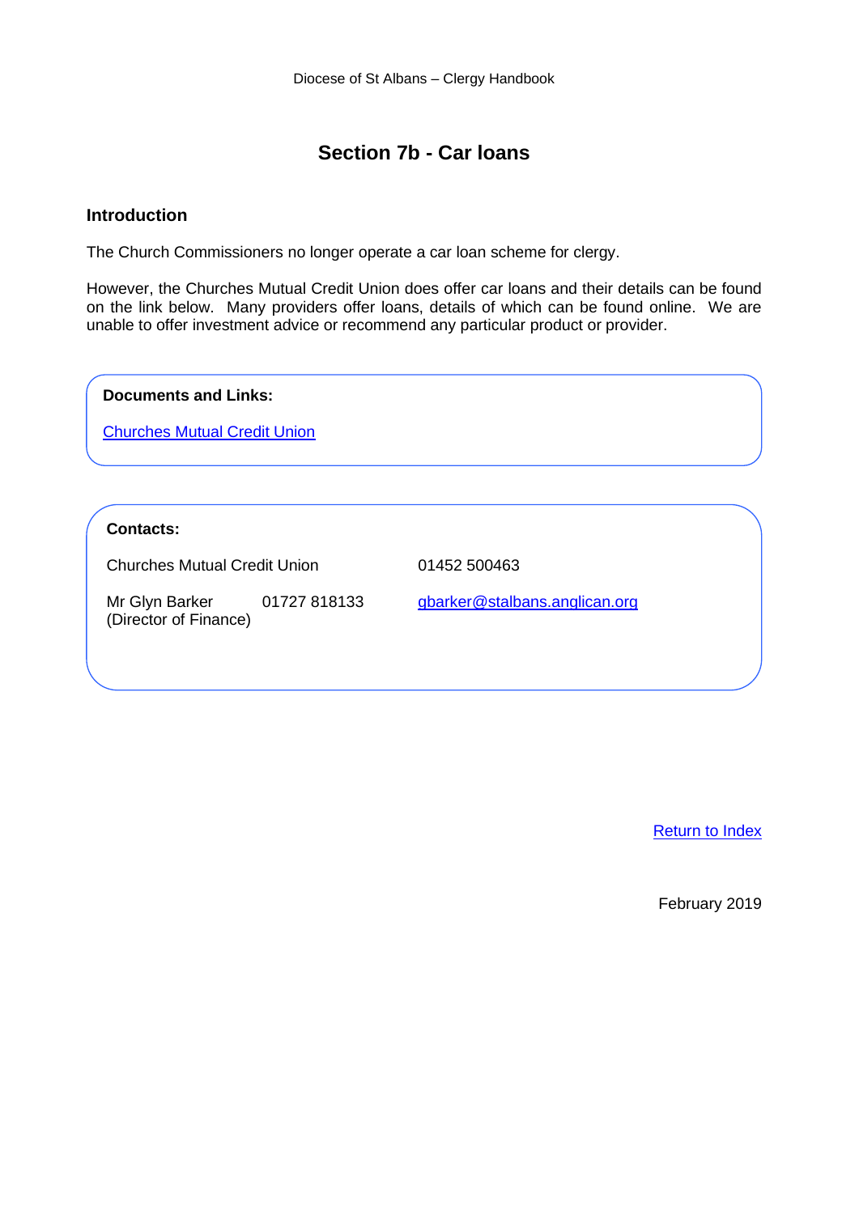# Section 7b - Car loans

## Introduction

The Church Commissioners no longer operate a car loan scheme for clergy.

However, the Churches Mutual Credit Union does offer car loans and their details can be found on the link below. Many providers offer loans, details of which can be found online. We are unable to offer investment advice or recommend any particular product or provider.

**Documents and Links:**

Churches Mutual Credit Union

**Contacts:**

| | | |
|---|---|---|
| Churches Mutual Credit Union | | 01452 500463 |
| Mr Glyn Barker (Director of Finance) | 01727 818133 | gbarker@stalbans.anglican.org |

Return to Index

February 2019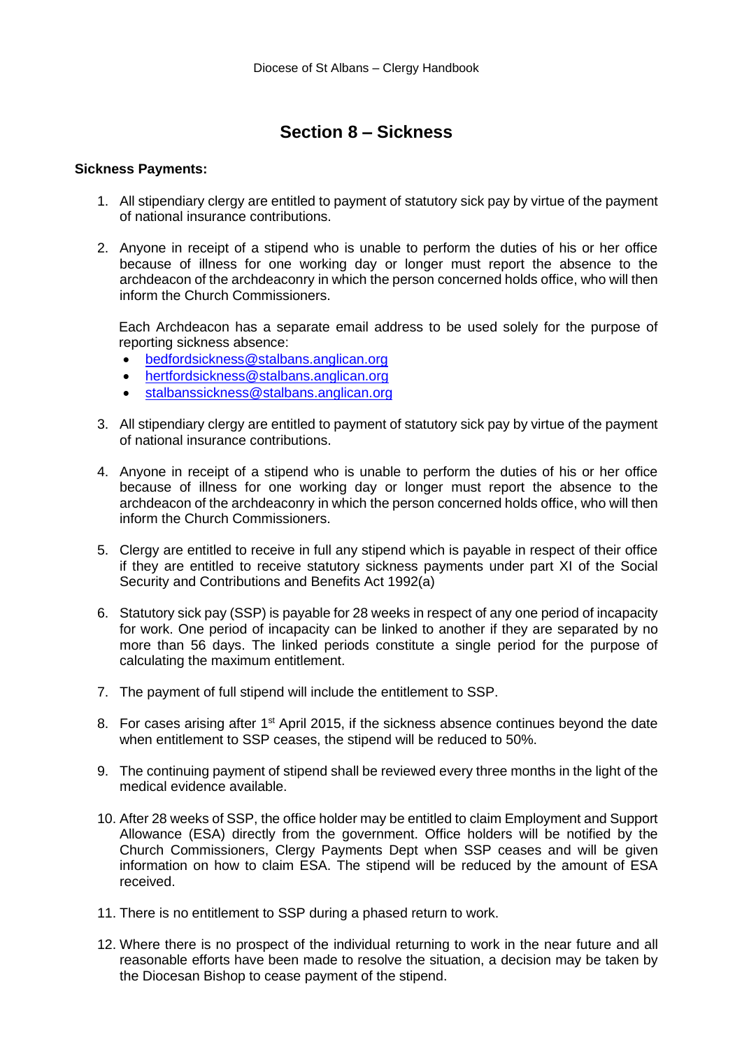# Section 8 – Sickness

**Sickness Payments:**

1. All stipendiary clergy are entitled to payment of statutory sick pay by virtue of the payment of national insurance contributions.

2. Anyone in receipt of a stipend who is unable to perform the duties of his or her office because of illness for one working day or longer must report the absence to the archdeacon of the archdeaconry in which the person concerned holds office, who will then inform the Church Commissioners.

   Each Archdeacon has a separate email address to be used solely for the purpose of reporting sickness absence:
   - bedfordsickness@stalbans.anglican.org
   - hertfordsickness@stalbans.anglican.org
   - stalbanssickness@stalbans.anglican.org

3. All stipendiary clergy are entitled to payment of statutory sick pay by virtue of the payment of national insurance contributions.

4. Anyone in receipt of a stipend who is unable to perform the duties of his or her office because of illness for one working day or longer must report the absence to the archdeacon of the archdeaconry in which the person concerned holds office, who will then inform the Church Commissioners.

5. Clergy are entitled to receive in full any stipend which is payable in respect of their office if they are entitled to receive statutory sickness payments under part XI of the Social Security and Contributions and Benefits Act 1992(a)

6. Statutory sick pay (SSP) is payable for 28 weeks in respect of any one period of incapacity for work. One period of incapacity can be linked to another if they are separated by no more than 56 days. The linked periods constitute a single period for the purpose of calculating the maximum entitlement.

7. The payment of full stipend will include the entitlement to SSP.

8. For cases arising after 1st April 2015, if the sickness absence continues beyond the date when entitlement to SSP ceases, the stipend will be reduced to 50%.

9. The continuing payment of stipend shall be reviewed every three months in the light of the medical evidence available.

10. After 28 weeks of SSP, the office holder may be entitled to claim Employment and Support Allowance (ESA) directly from the government. Office holders will be notified by the Church Commissioners, Clergy Payments Dept when SSP ceases and will be given information on how to claim ESA. The stipend will be reduced by the amount of ESA received.

11. There is no entitlement to SSP during a phased return to work.

12. Where there is no prospect of the individual returning to work in the near future and all reasonable efforts have been made to resolve the situation, a decision may be taken by the Diocesan Bishop to cease payment of the stipend.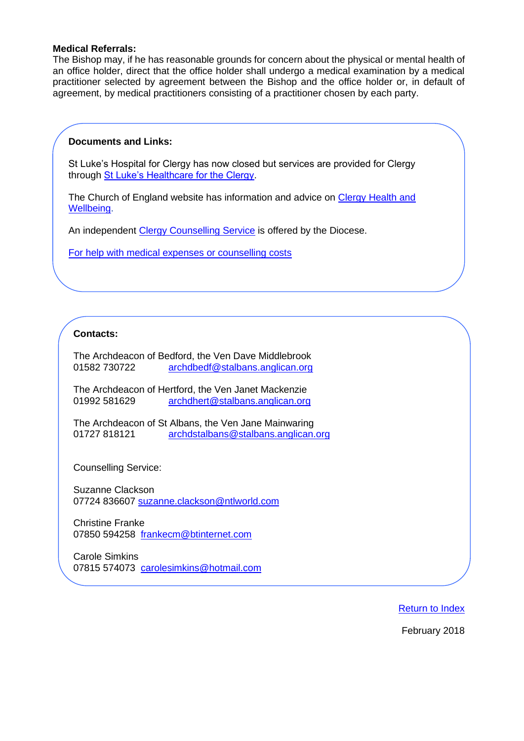**Medical Referrals:**
The Bishop may, if he has reasonable grounds for concern about the physical or mental health of an office holder, direct that the office holder shall undergo a medical examination by a medical practitioner selected by agreement between the Bishop and the office holder or, in default of agreement, by medical practitioners consisting of a practitioner chosen by each party.

**Documents and Links:**

St Luke's Hospital for Clergy has now closed but services are provided for Clergy through St Luke's Healthcare for the Clergy.

The Church of England website has information and advice on Clergy Health and Wellbeing.

An independent Clergy Counselling Service is offered by the Diocese.

For help with medical expenses or counselling costs

**Contacts:**

The Archdeacon of Bedford, the Ven Dave Middlebrook
01582 730722 archdbedf@stalbans.anglican.org

The Archdeacon of Hertford, the Ven Janet Mackenzie
01992 581629 archdhert@stalbans.anglican.org

The Archdeacon of St Albans, the Ven Jane Mainwaring
01727 818121 archdstalbans@stalbans.anglican.org

Counselling Service:

Suzanne Clackson
07724 836607 suzanne.clackson@ntlworld.com

Christine Franke
07850 594258 frankecm@btinternet.com

Carole Simkins
07815 574073 carolesimkins@hotmail.com

Return to Index

February 2018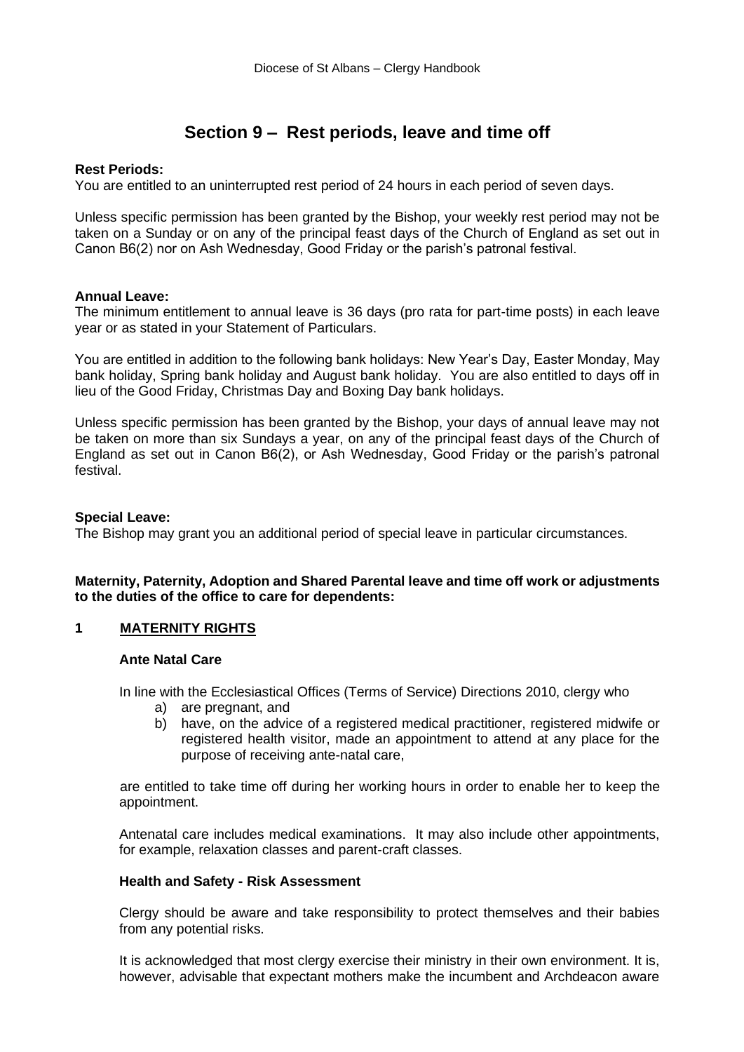# Section 9 – Rest periods, leave and time off

**Rest Periods:**
You are entitled to an uninterrupted rest period of 24 hours in each period of seven days.

Unless specific permission has been granted by the Bishop, your weekly rest period may not be taken on a Sunday or on any of the principal feast days of the Church of England as set out in Canon B6(2) nor on Ash Wednesday, Good Friday or the parish's patronal festival.

**Annual Leave:**
The minimum entitlement to annual leave is 36 days (pro rata for part-time posts) in each leave year or as stated in your Statement of Particulars.

You are entitled in addition to the following bank holidays: New Year's Day, Easter Monday, May bank holiday, Spring bank holiday and August bank holiday. You are also entitled to days off in lieu of the Good Friday, Christmas Day and Boxing Day bank holidays.

Unless specific permission has been granted by the Bishop, your days of annual leave may not be taken on more than six Sundays a year, on any of the principal feast days of the Church of England as set out in Canon B6(2), or Ash Wednesday, Good Friday or the parish's patronal festival.

**Special Leave:**
The Bishop may grant you an additional period of special leave in particular circumstances.

**Maternity, Paternity, Adoption and Shared Parental leave and time off work or adjustments to the duties of the office to care for dependents:**

## 1 MATERNITY RIGHTS

**Ante Natal Care**

In line with the Ecclesiastical Offices (Terms of Service) Directions 2010, clergy who

a) are pregnant, and
b) have, on the advice of a registered medical practitioner, registered midwife or registered health visitor, made an appointment to attend at any place for the purpose of receiving ante-natal care,

are entitled to take time off during her working hours in order to enable her to keep the appointment.

Antenatal care includes medical examinations. It may also include other appointments, for example, relaxation classes and parent-craft classes.

**Health and Safety - Risk Assessment**

Clergy should be aware and take responsibility to protect themselves and their babies from any potential risks.

It is acknowledged that most clergy exercise their ministry in their own environment. It is, however, advisable that expectant mothers make the incumbent and Archdeacon aware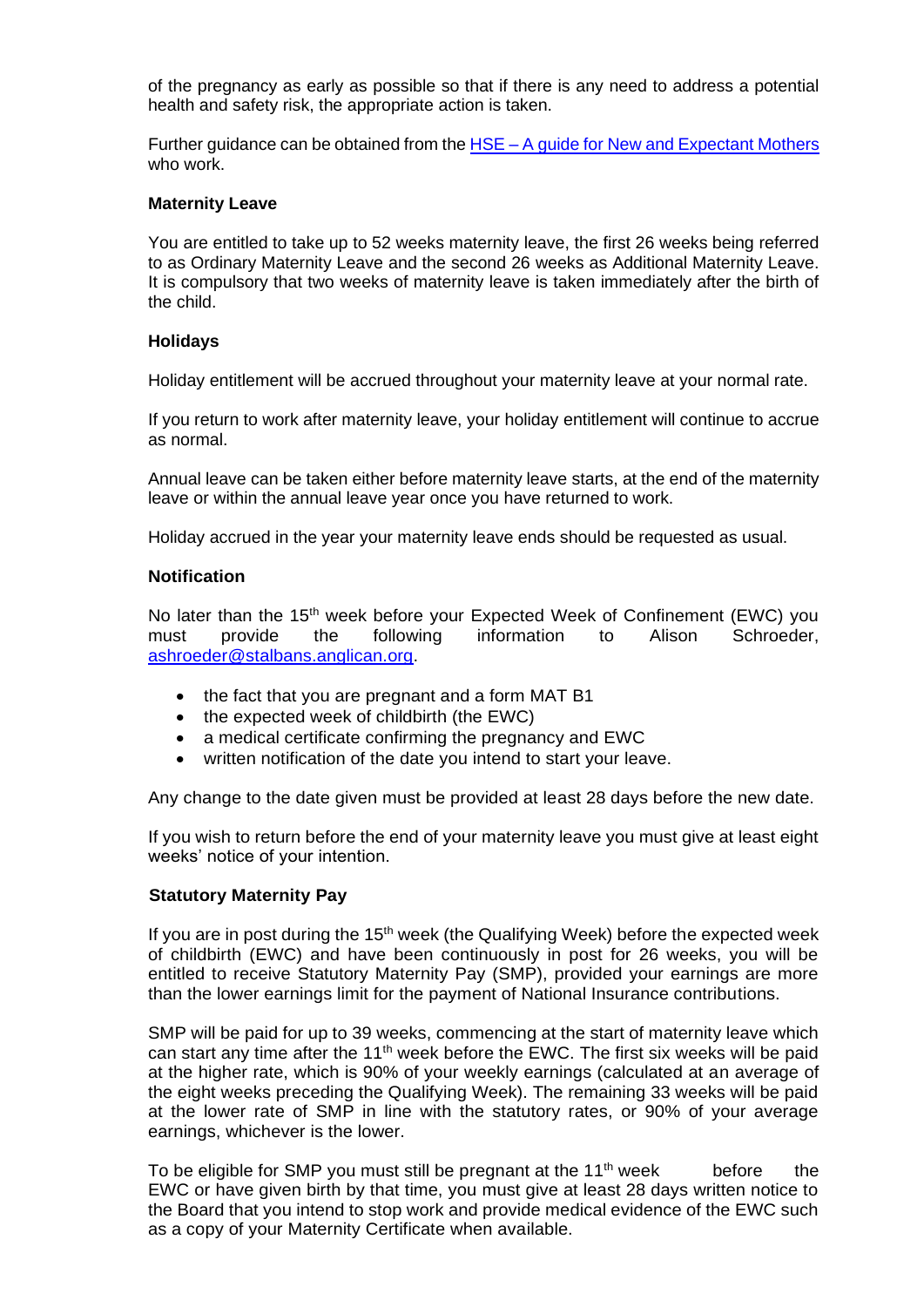of the pregnancy as early as possible so that if there is any need to address a potential health and safety risk, the appropriate action is taken.

Further guidance can be obtained from the [HSE – A guide for New and Expectant Mothers](#) who work.

**Maternity Leave**

You are entitled to take up to 52 weeks maternity leave, the first 26 weeks being referred to as Ordinary Maternity Leave and the second 26 weeks as Additional Maternity Leave. It is compulsory that two weeks of maternity leave is taken immediately after the birth of the child.

**Holidays**

Holiday entitlement will be accrued throughout your maternity leave at your normal rate.

If you return to work after maternity leave, your holiday entitlement will continue to accrue as normal.

Annual leave can be taken either before maternity leave starts, at the end of the maternity leave or within the annual leave year once you have returned to work.

Holiday accrued in the year your maternity leave ends should be requested as usual.

**Notification**

No later than the 15th week before your Expected Week of Confinement (EWC) you must provide the following information to Alison Schroeder, ashroeder@stalbans.anglican.org.

- the fact that you are pregnant and a form MAT B1
- the expected week of childbirth (the EWC)
- a medical certificate confirming the pregnancy and EWC
- written notification of the date you intend to start your leave.

Any change to the date given must be provided at least 28 days before the new date.

If you wish to return before the end of your maternity leave you must give at least eight weeks' notice of your intention.

**Statutory Maternity Pay**

If you are in post during the 15th week (the Qualifying Week) before the expected week of childbirth (EWC) and have been continuously in post for 26 weeks, you will be entitled to receive Statutory Maternity Pay (SMP), provided your earnings are more than the lower earnings limit for the payment of National Insurance contributions.

SMP will be paid for up to 39 weeks, commencing at the start of maternity leave which can start any time after the 11th week before the EWC. The first six weeks will be paid at the higher rate, which is 90% of your weekly earnings (calculated at an average of the eight weeks preceding the Qualifying Week). The remaining 33 weeks will be paid at the lower rate of SMP in line with the statutory rates, or 90% of your average earnings, whichever is the lower.

To be eligible for SMP you must still be pregnant at the 11th week before the EWC or have given birth by that time, you must give at least 28 days written notice to the Board that you intend to stop work and provide medical evidence of the EWC such as a copy of your Maternity Certificate when available.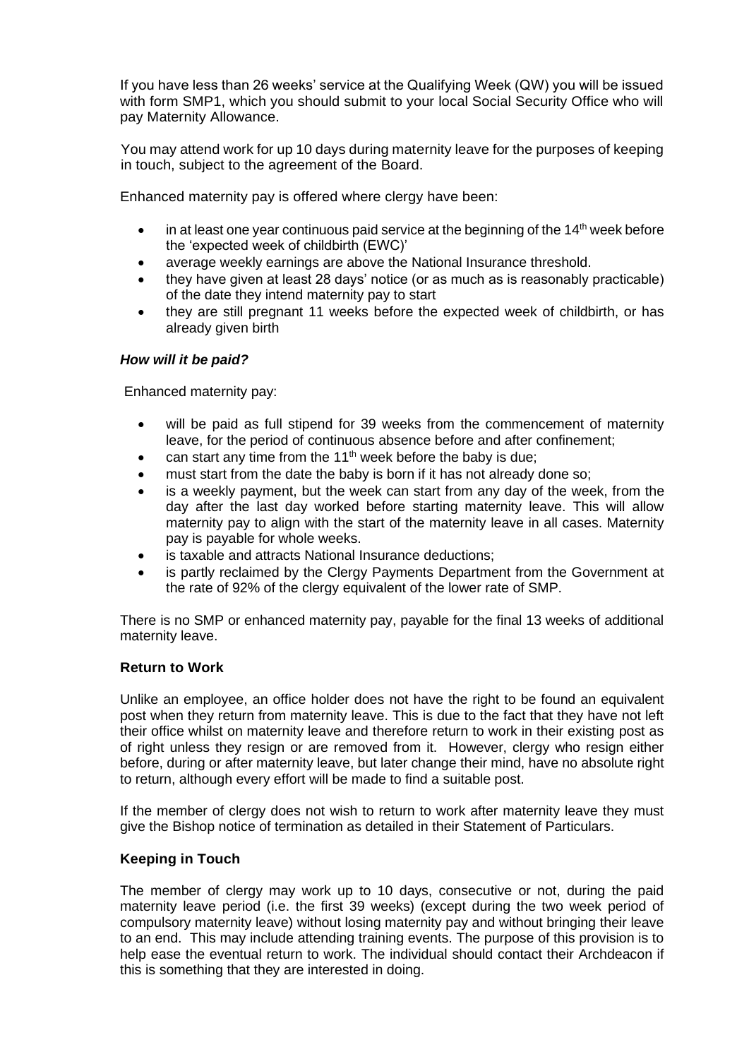If you have less than 26 weeks' service at the Qualifying Week (QW) you will be issued with form SMP1, which you should submit to your local Social Security Office who will pay Maternity Allowance.

You may attend work for up 10 days during maternity leave for the purposes of keeping in touch, subject to the agreement of the Board.

Enhanced maternity pay is offered where clergy have been:

- in at least one year continuous paid service at the beginning of the 14th week before the 'expected week of childbirth (EWC)'
- average weekly earnings are above the National Insurance threshold.
- they have given at least 28 days' notice (or as much as is reasonably practicable) of the date they intend maternity pay to start
- they are still pregnant 11 weeks before the expected week of childbirth, or has already given birth

***How will it be paid?***

Enhanced maternity pay:

- will be paid as full stipend for 39 weeks from the commencement of maternity leave, for the period of continuous absence before and after confinement;
- can start any time from the 11th week before the baby is due;
- must start from the date the baby is born if it has not already done so;
- is a weekly payment, but the week can start from any day of the week, from the day after the last day worked before starting maternity leave. This will allow maternity pay to align with the start of the maternity leave in all cases. Maternity pay is payable for whole weeks.
- is taxable and attracts National Insurance deductions;
- is partly reclaimed by the Clergy Payments Department from the Government at the rate of 92% of the clergy equivalent of the lower rate of SMP.

There is no SMP or enhanced maternity pay, payable for the final 13 weeks of additional maternity leave.

**Return to Work**

Unlike an employee, an office holder does not have the right to be found an equivalent post when they return from maternity leave. This is due to the fact that they have not left their office whilst on maternity leave and therefore return to work in their existing post as of right unless they resign or are removed from it. However, clergy who resign either before, during or after maternity leave, but later change their mind, have no absolute right to return, although every effort will be made to find a suitable post.

If the member of clergy does not wish to return to work after maternity leave they must give the Bishop notice of termination as detailed in their Statement of Particulars.

**Keeping in Touch**

The member of clergy may work up to 10 days, consecutive or not, during the paid maternity leave period (i.e. the first 39 weeks) (except during the two week period of compulsory maternity leave) without losing maternity pay and without bringing their leave to an end. This may include attending training events. The purpose of this provision is to help ease the eventual return to work. The individual should contact their Archdeacon if this is something that they are interested in doing.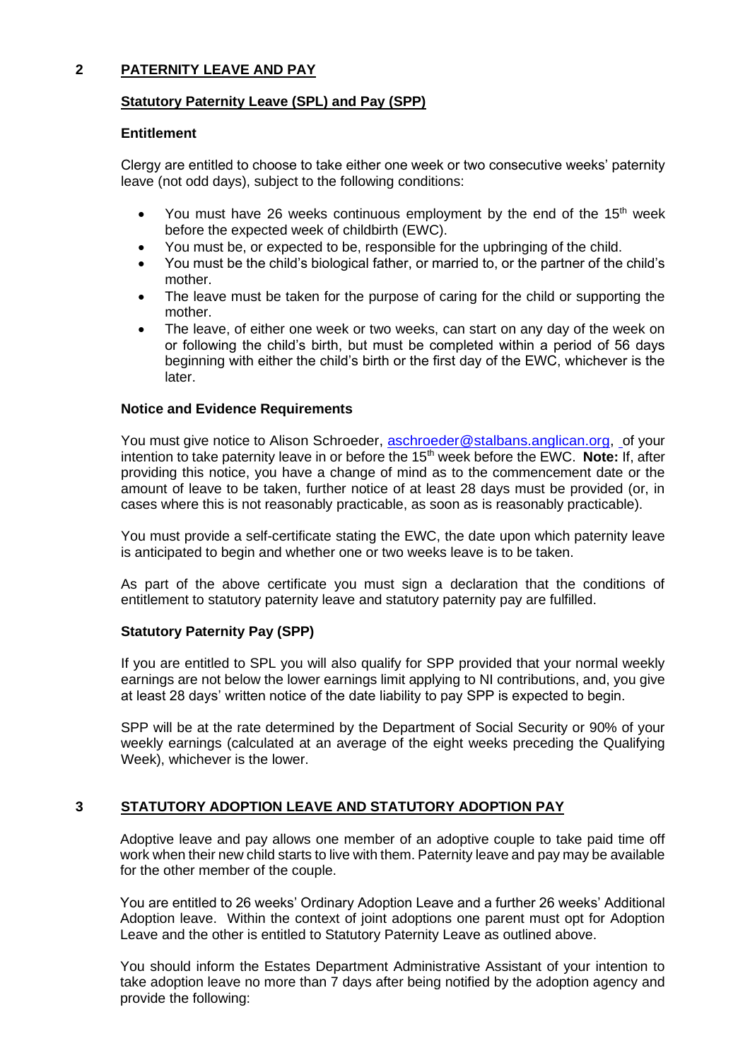## 2 PATERNITY LEAVE AND PAY

### Statutory Paternity Leave (SPL) and Pay (SPP)

**Entitlement**

Clergy are entitled to choose to take either one week or two consecutive weeks' paternity leave (not odd days), subject to the following conditions:

- You must have 26 weeks continuous employment by the end of the 15th week before the expected week of childbirth (EWC).
- You must be, or expected to be, responsible for the upbringing of the child.
- You must be the child's biological father, or married to, or the partner of the child's mother.
- The leave must be taken for the purpose of caring for the child or supporting the mother.
- The leave, of either one week or two weeks, can start on any day of the week on or following the child's birth, but must be completed within a period of 56 days beginning with either the child's birth or the first day of the EWC, whichever is the later.

**Notice and Evidence Requirements**

You must give notice to Alison Schroeder, aschroeder@stalbans.anglican.org, of your intention to take paternity leave in or before the 15th week before the EWC. **Note:** If, after providing this notice, you have a change of mind as to the commencement date or the amount of leave to be taken, further notice of at least 28 days must be provided (or, in cases where this is not reasonably practicable, as soon as is reasonably practicable).

You must provide a self-certificate stating the EWC, the date upon which paternity leave is anticipated to begin and whether one or two weeks leave is to be taken.

As part of the above certificate you must sign a declaration that the conditions of entitlement to statutory paternity leave and statutory paternity pay are fulfilled.

**Statutory Paternity Pay (SPP)**

If you are entitled to SPL you will also qualify for SPP provided that your normal weekly earnings are not below the lower earnings limit applying to NI contributions, and, you give at least 28 days' written notice of the date liability to pay SPP is expected to begin.

SPP will be at the rate determined by the Department of Social Security or 90% of your weekly earnings (calculated at an average of the eight weeks preceding the Qualifying Week), whichever is the lower.

## 3 STATUTORY ADOPTION LEAVE AND STATUTORY ADOPTION PAY

Adoptive leave and pay allows one member of an adoptive couple to take paid time off work when their new child starts to live with them. Paternity leave and pay may be available for the other member of the couple.

You are entitled to 26 weeks' Ordinary Adoption Leave and a further 26 weeks' Additional Adoption leave. Within the context of joint adoptions one parent must opt for Adoption Leave and the other is entitled to Statutory Paternity Leave as outlined above.

You should inform the Estates Department Administrative Assistant of your intention to take adoption leave no more than 7 days after being notified by the adoption agency and provide the following: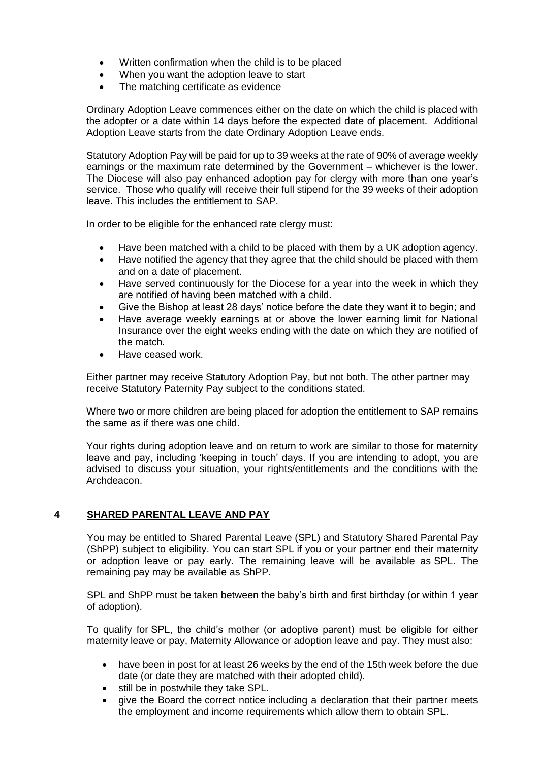- Written confirmation when the child is to be placed
- When you want the adoption leave to start
- The matching certificate as evidence

Ordinary Adoption Leave commences either on the date on which the child is placed with the adopter or a date within 14 days before the expected date of placement. Additional Adoption Leave starts from the date Ordinary Adoption Leave ends.

Statutory Adoption Pay will be paid for up to 39 weeks at the rate of 90% of average weekly earnings or the maximum rate determined by the Government – whichever is the lower. The Diocese will also pay enhanced adoption pay for clergy with more than one year's service. Those who qualify will receive their full stipend for the 39 weeks of their adoption leave. This includes the entitlement to SAP.

In order to be eligible for the enhanced rate clergy must:

- Have been matched with a child to be placed with them by a UK adoption agency.
- Have notified the agency that they agree that the child should be placed with them and on a date of placement.
- Have served continuously for the Diocese for a year into the week in which they are notified of having been matched with a child.
- Give the Bishop at least 28 days' notice before the date they want it to begin; and
- Have average weekly earnings at or above the lower earning limit for National Insurance over the eight weeks ending with the date on which they are notified of the match.
- Have ceased work.

Either partner may receive Statutory Adoption Pay, but not both. The other partner may receive Statutory Paternity Pay subject to the conditions stated.

Where two or more children are being placed for adoption the entitlement to SAP remains the same as if there was one child.

Your rights during adoption leave and on return to work are similar to those for maternity leave and pay, including 'keeping in touch' days. If you are intending to adopt, you are advised to discuss your situation, your rights/entitlements and the conditions with the Archdeacon.

## 4 SHARED PARENTAL LEAVE AND PAY

You may be entitled to Shared Parental Leave (SPL) and Statutory Shared Parental Pay (ShPP) subject to eligibility. You can start SPL if you or your partner end their maternity or adoption leave or pay early. The remaining leave will be available as SPL. The remaining pay may be available as ShPP.

SPL and ShPP must be taken between the baby's birth and first birthday (or within 1 year of adoption).

To qualify for SPL, the child's mother (or adoptive parent) must be eligible for either maternity leave or pay, Maternity Allowance or adoption leave and pay. They must also:

- have been in post for at least 26 weeks by the end of the 15th week before the due date (or date they are matched with their adopted child).
- still be in postwhile they take SPL.
- give the Board the correct notice including a declaration that their partner meets the employment and income requirements which allow them to obtain SPL.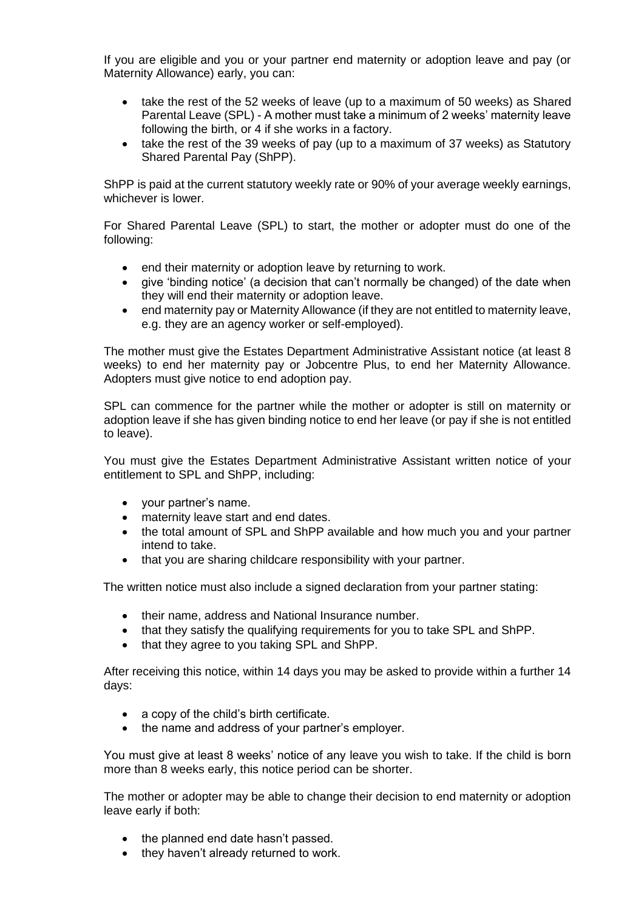If you are eligible and you or your partner end maternity or adoption leave and pay (or Maternity Allowance) early, you can:

- take the rest of the 52 weeks of leave (up to a maximum of 50 weeks) as Shared Parental Leave (SPL) - A mother must take a minimum of 2 weeks' maternity leave following the birth, or 4 if she works in a factory.
- take the rest of the 39 weeks of pay (up to a maximum of 37 weeks) as Statutory Shared Parental Pay (ShPP).

ShPP is paid at the current statutory weekly rate or 90% of your average weekly earnings, whichever is lower.

For Shared Parental Leave (SPL) to start, the mother or adopter must do one of the following:

- end their maternity or adoption leave by returning to work.
- give 'binding notice' (a decision that can't normally be changed) of the date when they will end their maternity or adoption leave.
- end maternity pay or Maternity Allowance (if they are not entitled to maternity leave, e.g. they are an agency worker or self-employed).

The mother must give the Estates Department Administrative Assistant notice (at least 8 weeks) to end her maternity pay or Jobcentre Plus, to end her Maternity Allowance. Adopters must give notice to end adoption pay.

SPL can commence for the partner while the mother or adopter is still on maternity or adoption leave if she has given binding notice to end her leave (or pay if she is not entitled to leave).

You must give the Estates Department Administrative Assistant written notice of your entitlement to SPL and ShPP, including:

- your partner's name.
- maternity leave start and end dates.
- the total amount of SPL and ShPP available and how much you and your partner intend to take.
- that you are sharing childcare responsibility with your partner.

The written notice must also include a signed declaration from your partner stating:

- their name, address and National Insurance number.
- that they satisfy the qualifying requirements for you to take SPL and ShPP.
- that they agree to you taking SPL and ShPP.

After receiving this notice, within 14 days you may be asked to provide within a further 14 days:

- a copy of the child's birth certificate.
- the name and address of your partner's employer.

You must give at least 8 weeks' notice of any leave you wish to take. If the child is born more than 8 weeks early, this notice period can be shorter.

The mother or adopter may be able to change their decision to end maternity or adoption leave early if both:

- the planned end date hasn't passed.
- they haven't already returned to work.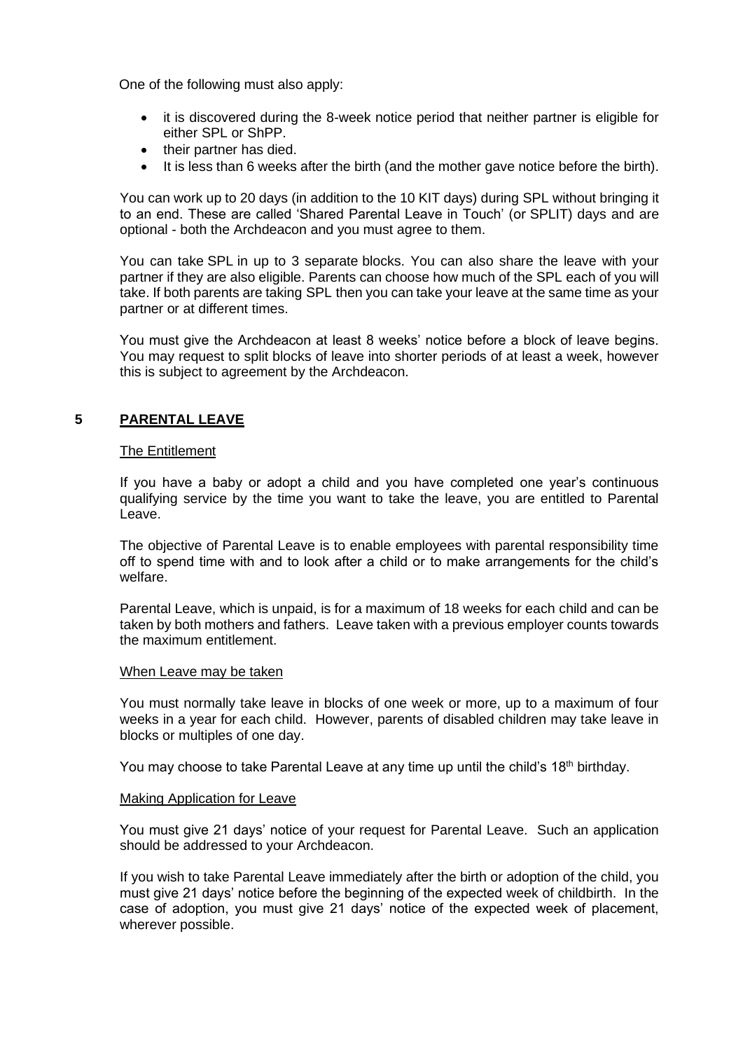One of the following must also apply:

- it is discovered during the 8-week notice period that neither partner is eligible for either SPL or ShPP.
- their partner has died.
- It is less than 6 weeks after the birth (and the mother gave notice before the birth).

You can work up to 20 days (in addition to the 10 KIT days) during SPL without bringing it to an end. These are called 'Shared Parental Leave in Touch' (or SPLIT) days and are optional - both the Archdeacon and you must agree to them.

You can take SPL in up to 3 separate blocks. You can also share the leave with your partner if they are also eligible. Parents can choose how much of the SPL each of you will take. If both parents are taking SPL then you can take your leave at the same time as your partner or at different times.

You must give the Archdeacon at least 8 weeks' notice before a block of leave begins. You may request to split blocks of leave into shorter periods of at least a week, however this is subject to agreement by the Archdeacon.

## 5 PARENTAL LEAVE

### The Entitlement

If you have a baby or adopt a child and you have completed one year's continuous qualifying service by the time you want to take the leave, you are entitled to Parental Leave.

The objective of Parental Leave is to enable employees with parental responsibility time off to spend time with and to look after a child or to make arrangements for the child's welfare.

Parental Leave, which is unpaid, is for a maximum of 18 weeks for each child and can be taken by both mothers and fathers. Leave taken with a previous employer counts towards the maximum entitlement.

### When Leave may be taken

You must normally take leave in blocks of one week or more, up to a maximum of four weeks in a year for each child. However, parents of disabled children may take leave in blocks or multiples of one day.

You may choose to take Parental Leave at any time up until the child's 18th birthday.

### Making Application for Leave

You must give 21 days' notice of your request for Parental Leave. Such an application should be addressed to your Archdeacon.

If you wish to take Parental Leave immediately after the birth or adoption of the child, you must give 21 days' notice before the beginning of the expected week of childbirth. In the case of adoption, you must give 21 days' notice of the expected week of placement, wherever possible.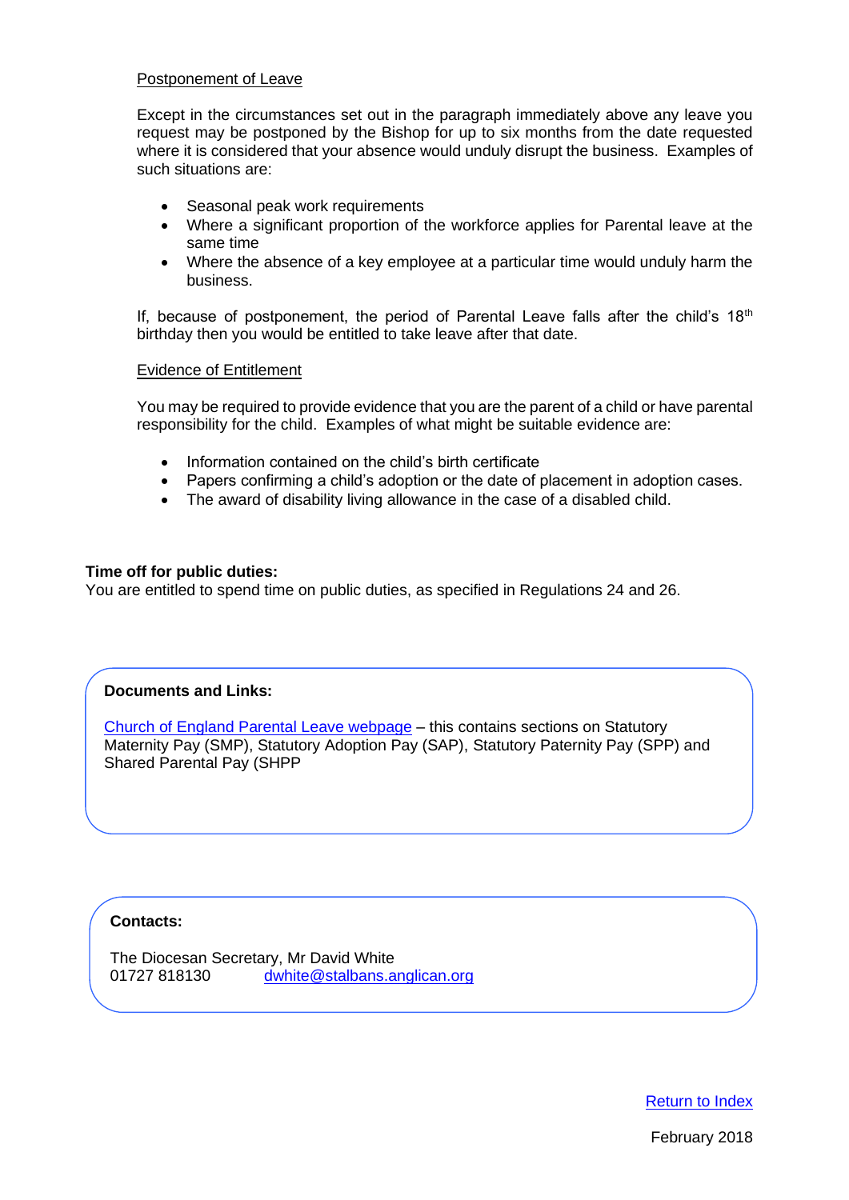Postponement of Leave

Except in the circumstances set out in the paragraph immediately above any leave you request may be postponed by the Bishop for up to six months from the date requested where it is considered that your absence would unduly disrupt the business. Examples of such situations are:

- Seasonal peak work requirements
- Where a significant proportion of the workforce applies for Parental leave at the same time
- Where the absence of a key employee at a particular time would unduly harm the business.

If, because of postponement, the period of Parental Leave falls after the child's 18th birthday then you would be entitled to take leave after that date.

Evidence of Entitlement

You may be required to provide evidence that you are the parent of a child or have parental responsibility for the child. Examples of what might be suitable evidence are:

- Information contained on the child's birth certificate
- Papers confirming a child's adoption or the date of placement in adoption cases.
- The award of disability living allowance in the case of a disabled child.

**Time off for public duties:**
You are entitled to spend time on public duties, as specified in Regulations 24 and 26.

**Documents and Links:**

Church of England Parental Leave webpage – this contains sections on Statutory Maternity Pay (SMP), Statutory Adoption Pay (SAP), Statutory Paternity Pay (SPP) and Shared Parental Pay (SHPP

**Contacts:**

The Diocesan Secretary, Mr David White
01727 818130 dwhite@stalbans.anglican.org

Return to Index

February 2018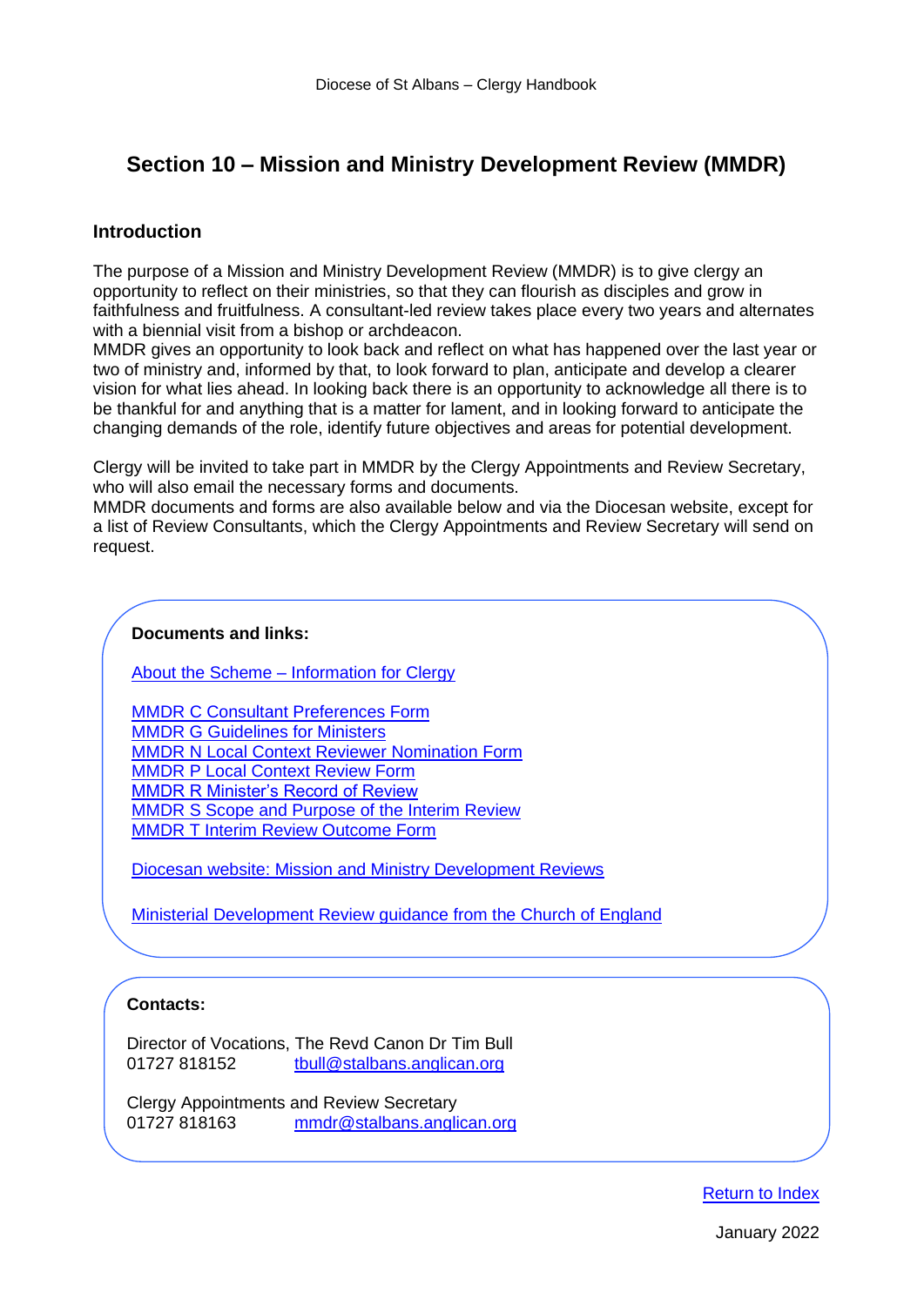# Section 10 – Mission and Ministry Development Review (MMDR)

## Introduction

The purpose of a Mission and Ministry Development Review (MMDR) is to give clergy an opportunity to reflect on their ministries, so that they can flourish as disciples and grow in faithfulness and fruitfulness. A consultant-led review takes place every two years and alternates with a biennial visit from a bishop or archdeacon.
MMDR gives an opportunity to look back and reflect on what has happened over the last year or two of ministry and, informed by that, to look forward to plan, anticipate and develop a clearer vision for what lies ahead. In looking back there is an opportunity to acknowledge all there is to be thankful for and anything that is a matter for lament, and in looking forward to anticipate the changing demands of the role, identify future objectives and areas for potential development.

Clergy will be invited to take part in MMDR by the Clergy Appointments and Review Secretary, who will also email the necessary forms and documents.
MMDR documents and forms are also available below and via the Diocesan website, except for a list of Review Consultants, which the Clergy Appointments and Review Secretary will send on request.

**Documents and links:**

About the Scheme – Information for Clergy

MMDR C Consultant Preferences Form
MMDR G Guidelines for Ministers
MMDR N Local Context Reviewer Nomination Form
MMDR P Local Context Review Form
MMDR R Minister's Record of Review
MMDR S Scope and Purpose of the Interim Review
MMDR T Interim Review Outcome Form

Diocesan website: Mission and Ministry Development Reviews

Ministerial Development Review guidance from the Church of England

**Contacts:**

Director of Vocations, The Revd Canon Dr Tim Bull
01727 818152 tbull@stalbans.anglican.org

Clergy Appointments and Review Secretary
01727 818163 mmdr@stalbans.anglican.org

Return to Index

January 2022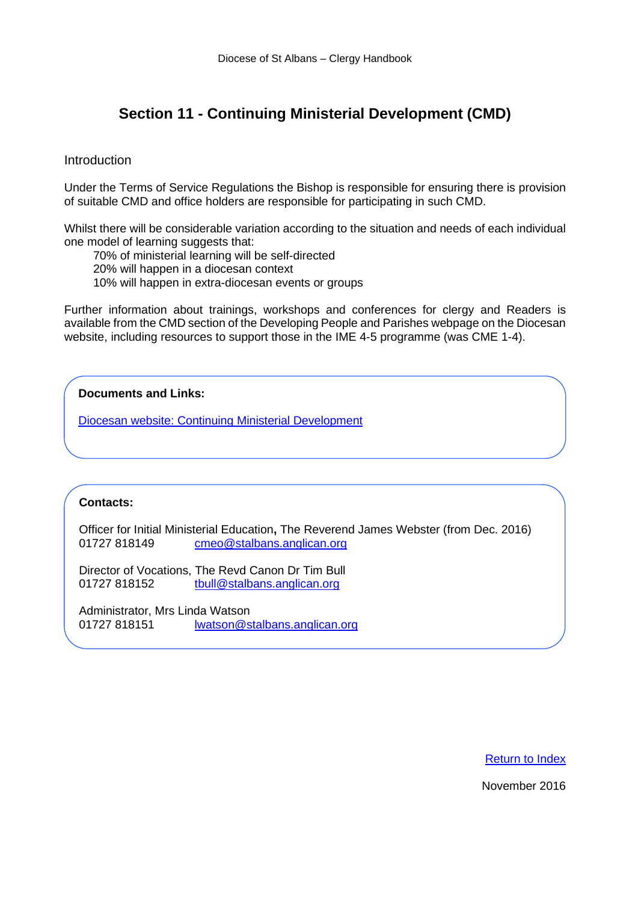# Section 11 - Continuing Ministerial Development (CMD)

Introduction

Under the Terms of Service Regulations the Bishop is responsible for ensuring there is provision of suitable CMD and office holders are responsible for participating in such CMD.

Whilst there will be considerable variation according to the situation and needs of each individual one model of learning suggests that:

- 70% of ministerial learning will be self-directed
- 20% will happen in a diocesan context
- 10% will happen in extra-diocesan events or groups

Further information about trainings, workshops and conferences for clergy and Readers is available from the CMD section of the Developing People and Parishes webpage on the Diocesan website, including resources to support those in the IME 4-5 programme (was CME 1-4).

**Documents and Links:**

Diocesan website: Continuing Ministerial Development

**Contacts:**

Officer for Initial Ministerial Education**,** The Reverend James Webster (from Dec. 2016)
01727 818149 cmeo@stalbans.anglican.org

Director of Vocations, The Revd Canon Dr Tim Bull
01727 818152 tbull@stalbans.anglican.org

Administrator, Mrs Linda Watson
01727 818151 lwatson@stalbans.anglican.org

Return to Index

November 2016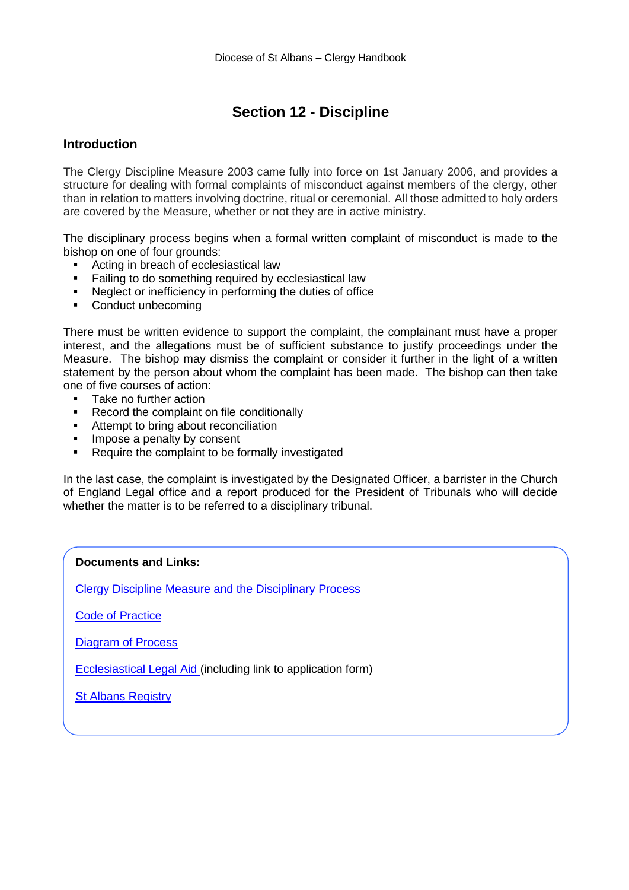# Section 12 - Discipline

## Introduction

The Clergy Discipline Measure 2003 came fully into force on 1st January 2006, and provides a structure for dealing with formal complaints of misconduct against members of the clergy, other than in relation to matters involving doctrine, ritual or ceremonial. All those admitted to holy orders are covered by the Measure, whether or not they are in active ministry.

The disciplinary process begins when a formal written complaint of misconduct is made to the bishop on one of four grounds:

- Acting in breach of ecclesiastical law
- Failing to do something required by ecclesiastical law
- Neglect or inefficiency in performing the duties of office
- Conduct unbecoming

There must be written evidence to support the complaint, the complainant must have a proper interest, and the allegations must be of sufficient substance to justify proceedings under the Measure. The bishop may dismiss the complaint or consider it further in the light of a written statement by the person about whom the complaint has been made. The bishop can then take one of five courses of action:

- Take no further action
- Record the complaint on file conditionally
- Attempt to bring about reconciliation
- Impose a penalty by consent
- Require the complaint to be formally investigated

In the last case, the complaint is investigated by the Designated Officer, a barrister in the Church of England Legal office and a report produced for the President of Tribunals who will decide whether the matter is to be referred to a disciplinary tribunal.

**Documents and Links:**

Clergy Discipline Measure and the Disciplinary Process

Code of Practice

Diagram of Process

Ecclesiastical Legal Aid (including link to application form)

St Albans Registry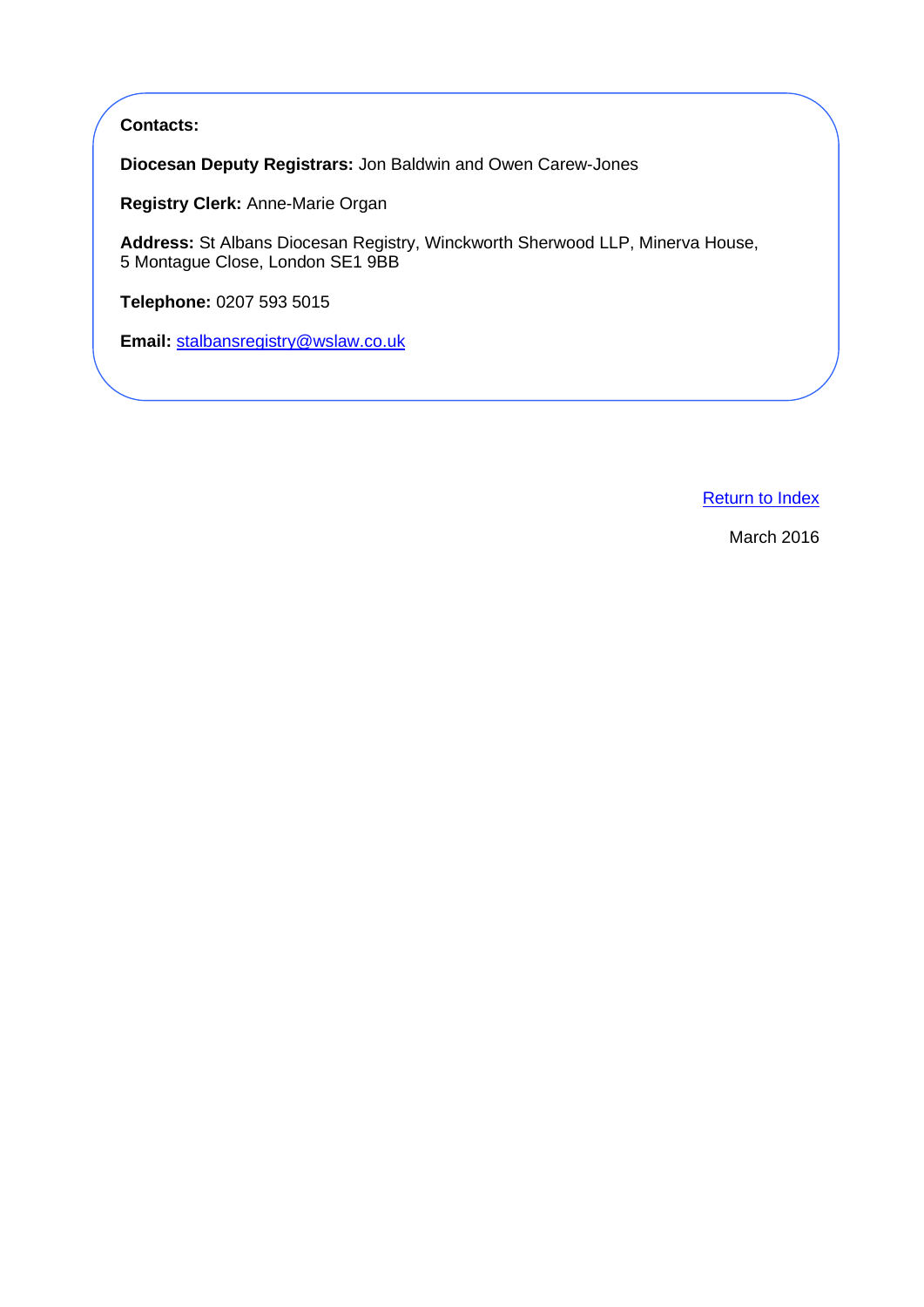**Contacts:**

**Diocesan Deputy Registrars:** Jon Baldwin and Owen Carew-Jones

**Registry Clerk:** Anne-Marie Organ

**Address:** St Albans Diocesan Registry, Winckworth Sherwood LLP, Minerva House, 5 Montague Close, London SE1 9BB

**Telephone:** 0207 593 5015

**Email:** [stalbansregistry@wslaw.co.uk](mailto:stalbansregistry@wslaw.co.uk)

Return to Index

March 2016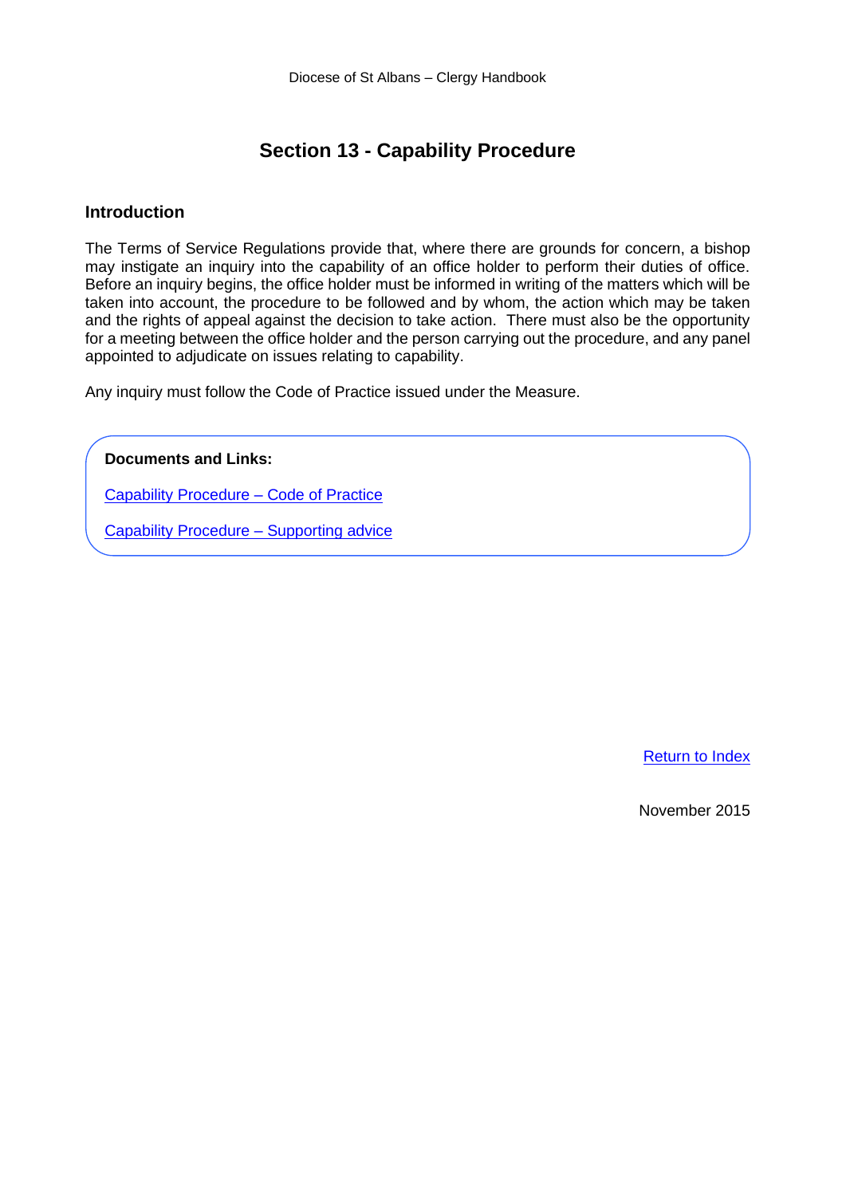# Section 13 - Capability Procedure

## Introduction

The Terms of Service Regulations provide that, where there are grounds for concern, a bishop may instigate an inquiry into the capability of an office holder to perform their duties of office. Before an inquiry begins, the office holder must be informed in writing of the matters which will be taken into account, the procedure to be followed and by whom, the action which may be taken and the rights of appeal against the decision to take action. There must also be the opportunity for a meeting between the office holder and the person carrying out the procedure, and any panel appointed to adjudicate on issues relating to capability.

Any inquiry must follow the Code of Practice issued under the Measure.

**Documents and Links:**

Capability Procedure – Code of Practice

Capability Procedure – Supporting advice

Return to Index

November 2015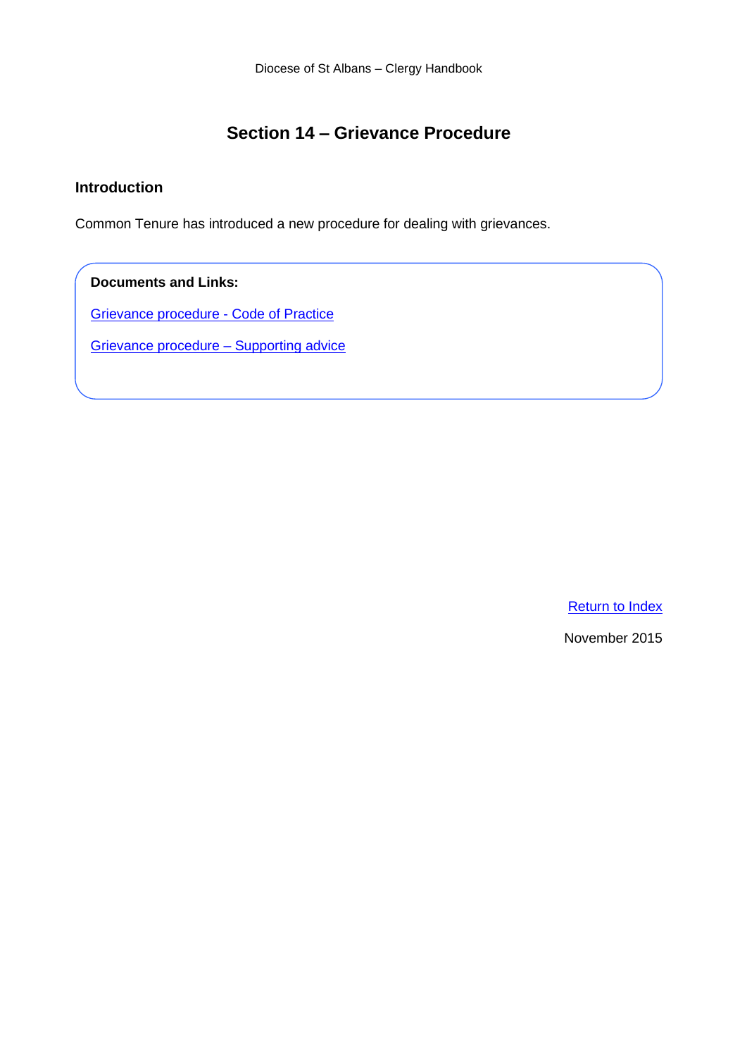# Section 14 – Grievance Procedure

## Introduction

Common Tenure has introduced a new procedure for dealing with grievances.

**Documents and Links:**

Grievance procedure - Code of Practice

Grievance procedure – Supporting advice

Return to Index

November 2015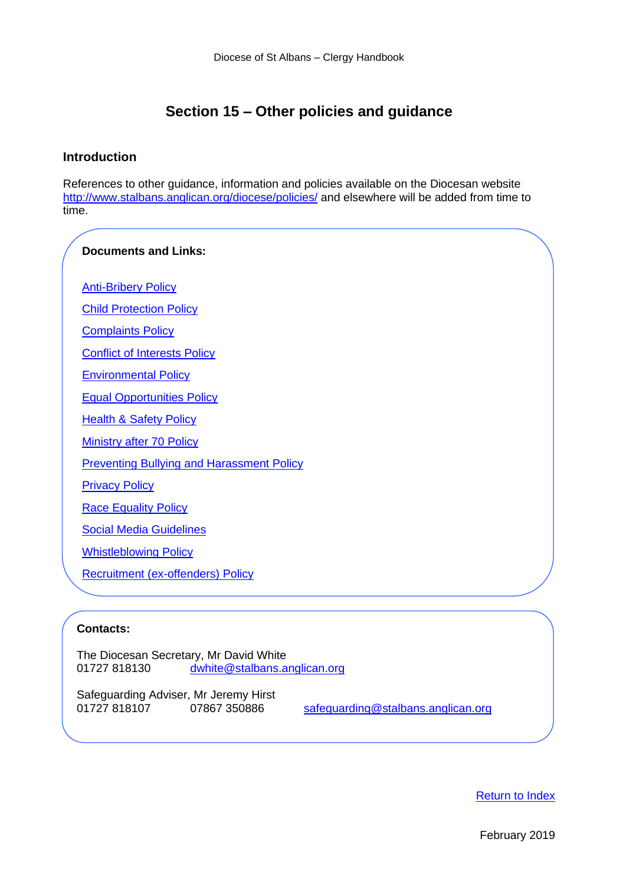# Section 15 – Other policies and guidance

## Introduction

References to other guidance, information and policies available on the Diocesan website http://www.stalbans.anglican.org/diocese/policies/ and elsewhere will be added from time to time.

**Documents and Links:**

- Anti-Bribery Policy
- Child Protection Policy
- Complaints Policy
- Conflict of Interests Policy
- Environmental Policy
- Equal Opportunities Policy
- Health & Safety Policy
- Ministry after 70 Policy
- Preventing Bullying and Harassment Policy
- Privacy Policy
- Race Equality Policy
- Social Media Guidelines
- Whistleblowing Policy
- Recruitment (ex-offenders) Policy

**Contacts:**

The Diocesan Secretary, Mr David White
01727 818130 dwhite@stalbans.anglican.org

Safeguarding Adviser, Mr Jeremy Hirst
01727 818107 07867 350886 safeguarding@stalbans.anglican.org

Return to Index

February 2019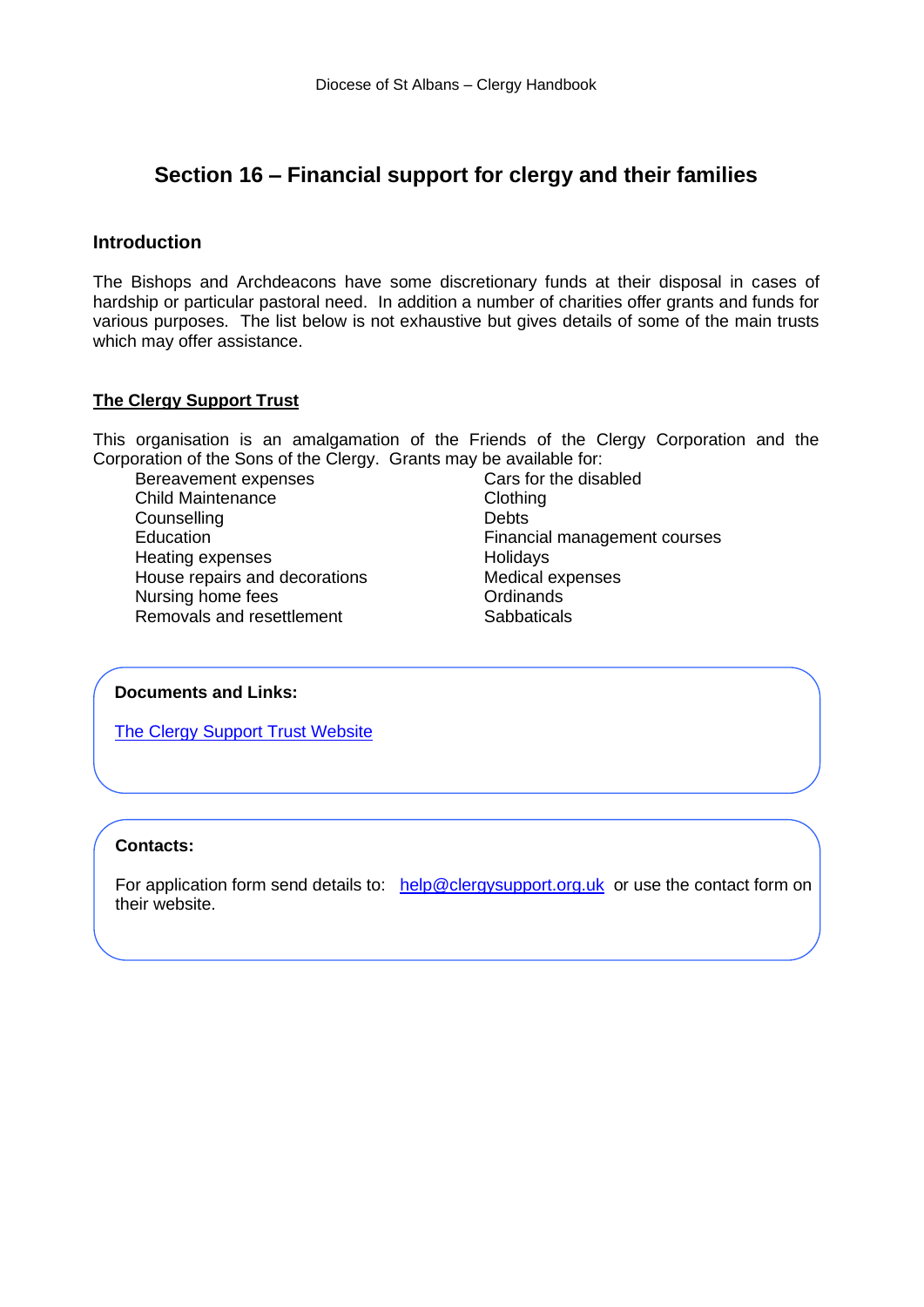# Section 16 – Financial support for clergy and their families

## Introduction

The Bishops and Archdeacons have some discretionary funds at their disposal in cases of hardship or particular pastoral need. In addition a number of charities offer grants and funds for various purposes. The list below is not exhaustive but gives details of some of the main trusts which may offer assistance.

## The Clergy Support Trust

This organisation is an amalgamation of the Friends of the Clergy Corporation and the Corporation of the Sons of the Clergy. Grants may be available for:

- Bereavement expenses
- Child Maintenance
- Counselling
- Education
- Heating expenses
- House repairs and decorations
- Nursing home fees
- Removals and resettlement
- Cars for the disabled
- Clothing
- Debts
- Financial management courses
- Holidays
- Medical expenses
- Ordinands
- Sabbaticals

**Documents and Links:**

[The Clergy Support Trust Website]

**Contacts:**

For application form send details to: help@clergysupport.org.uk or use the contact form on their website.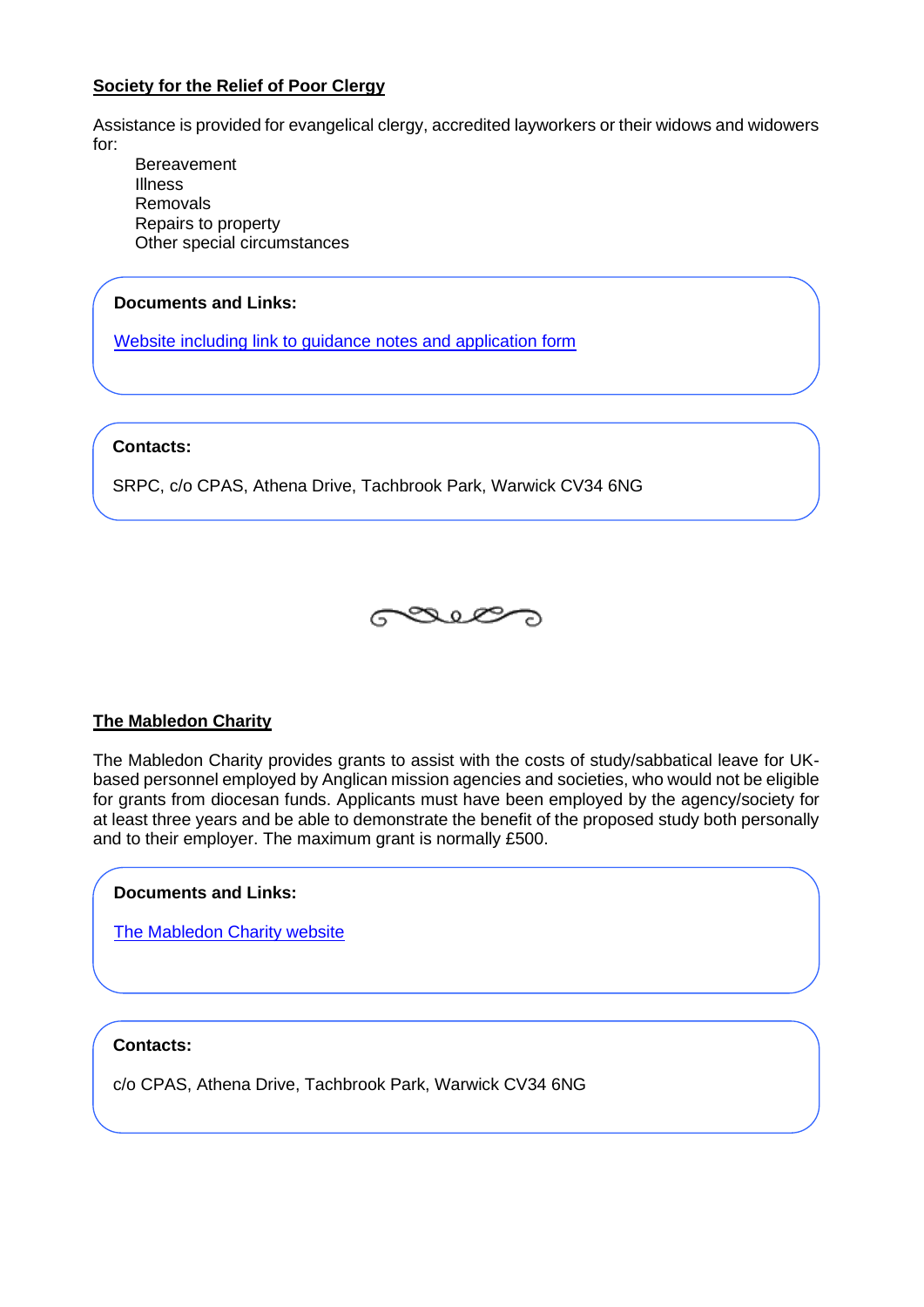## Society for the Relief of Poor Clergy

Assistance is provided for evangelical clergy, accredited layworkers or their widows and widowers for:

- Bereavement
- Illness
- Removals
- Repairs to property
- Other special circumstances

**Documents and Links:**

Website including link to guidance notes and application form

**Contacts:**

SRPC, c/o CPAS, Athena Drive, Tachbrook Park, Warwick CV34 6NG

## The Mabledon Charity

The Mabledon Charity provides grants to assist with the costs of study/sabbatical leave for UK-based personnel employed by Anglican mission agencies and societies, who would not be eligible for grants from diocesan funds. Applicants must have been employed by the agency/society for at least three years and be able to demonstrate the benefit of the proposed study both personally and to their employer. The maximum grant is normally £500.

**Documents and Links:**

The Mabledon Charity website

**Contacts:**

c/o CPAS, Athena Drive, Tachbrook Park, Warwick CV34 6NG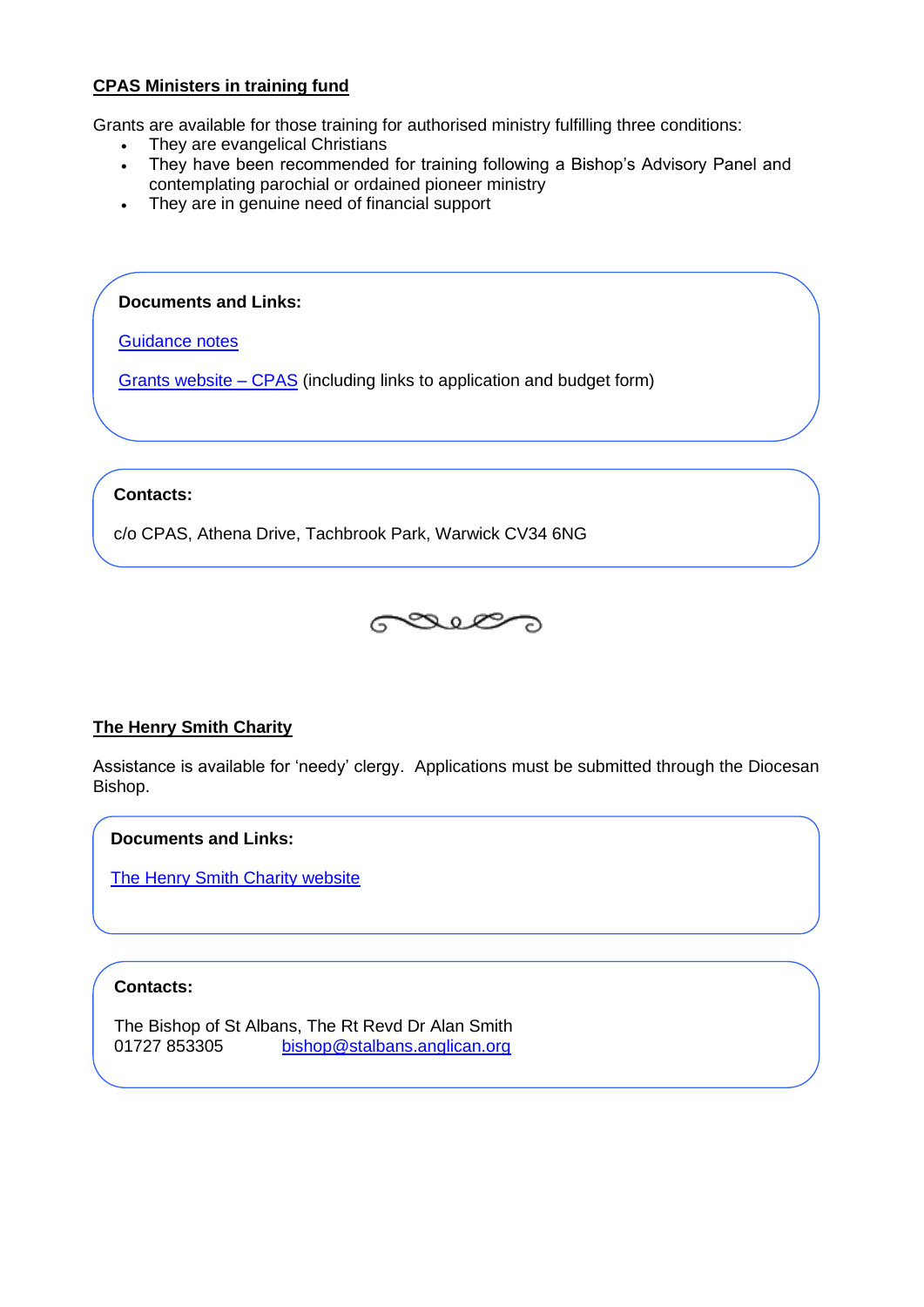## CPAS Ministers in training fund

Grants are available for those training for authorised ministry fulfilling three conditions:

- They are evangelical Christians
- They have been recommended for training following a Bishop's Advisory Panel and contemplating parochial or ordained pioneer ministry
- They are in genuine need of financial support

**Documents and Links:**

Guidance notes

Grants website – CPAS (including links to application and budget form)

**Contacts:**

c/o CPAS, Athena Drive, Tachbrook Park, Warwick CV34 6NG

## The Henry Smith Charity

Assistance is available for 'needy' clergy. Applications must be submitted through the Diocesan Bishop.

**Documents and Links:**

The Henry Smith Charity website

**Contacts:**

The Bishop of St Albans, The Rt Revd Dr Alan Smith
01727 853305 bishop@stalbans.anglican.org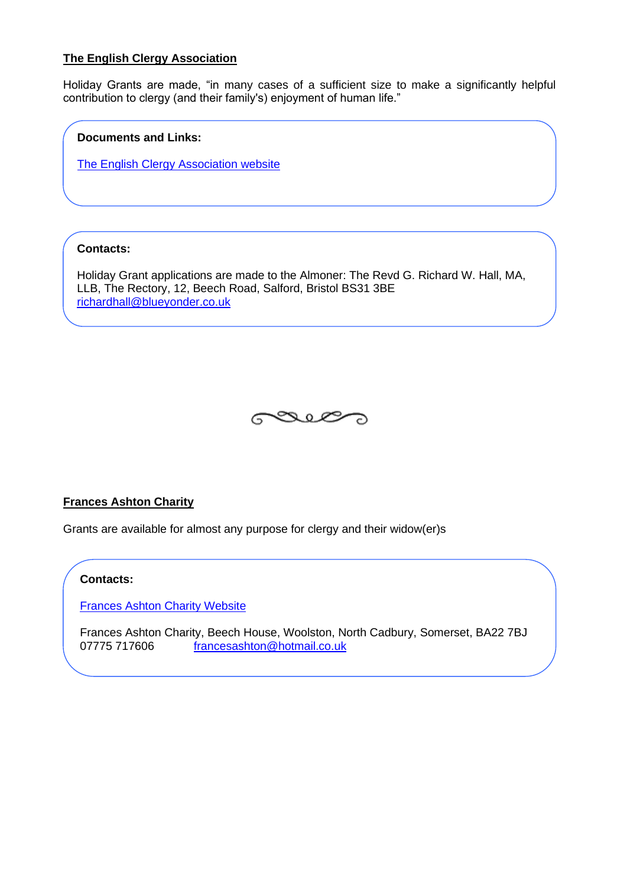**The English Clergy Association**

Holiday Grants are made, "in many cases of a sufficient size to make a significantly helpful contribution to clergy (and their family's) enjoyment of human life."

**Documents and Links:**

The English Clergy Association website

**Contacts:**

Holiday Grant applications are made to the Almoner: The Revd G. Richard W. Hall, MA, LLB, The Rectory, 12, Beech Road, Salford, Bristol BS31 3BE
richardhall@blueyonder.co.uk

**Frances Ashton Charity**

Grants are available for almost any purpose for clergy and their widow(er)s

**Contacts:**

Frances Ashton Charity Website

Frances Ashton Charity, Beech House, Woolston, North Cadbury, Somerset, BA22 7BJ
07775 717606 francesashton@hotmail.co.uk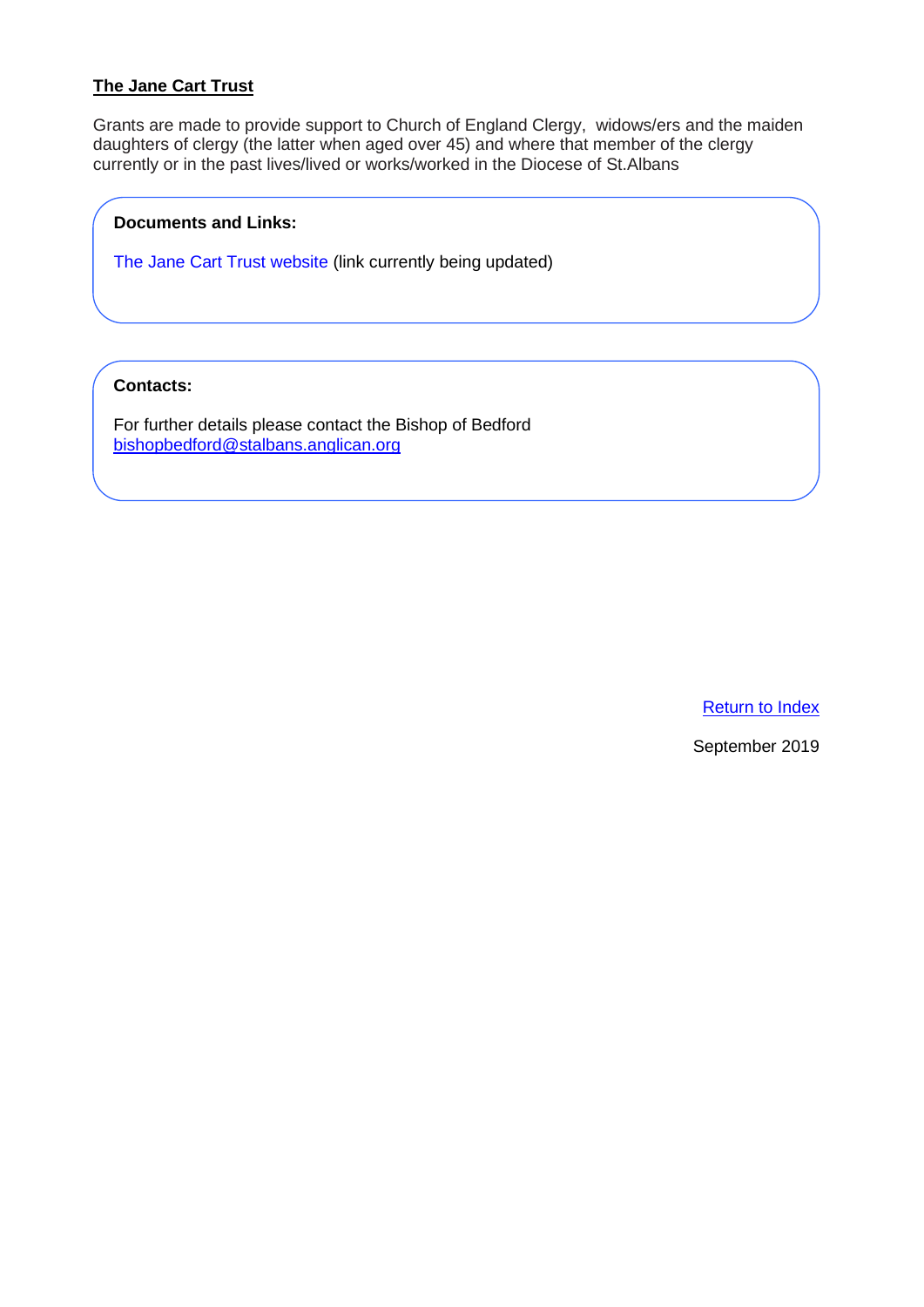## The Jane Cart Trust

Grants are made to provide support to Church of England Clergy, widows/ers and the maiden daughters of clergy (the latter when aged over 45) and where that member of the clergy currently or in the past lives/lived or works/worked in the Diocese of St.Albans

**Documents and Links:**

The Jane Cart Trust website (link currently being updated)

**Contacts:**

For further details please contact the Bishop of Bedford
bishopbedford@stalbans.anglican.org

Return to Index

September 2019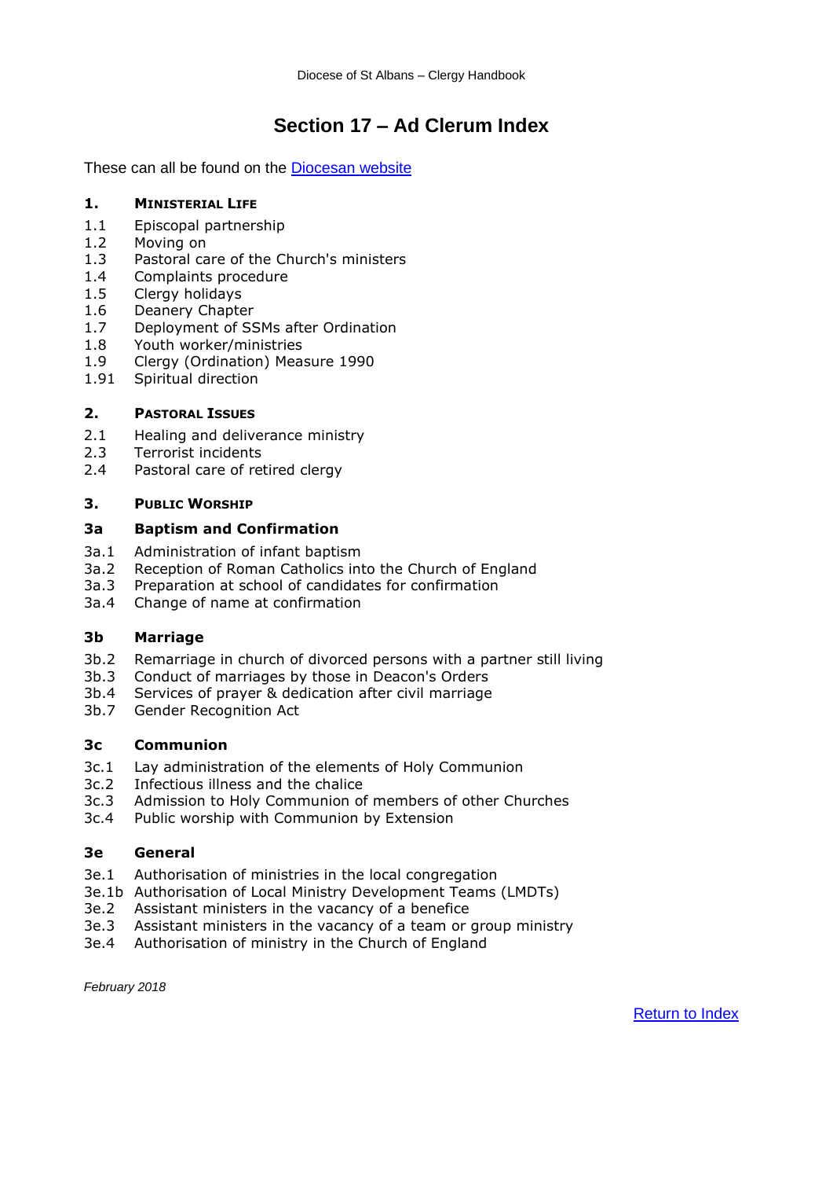# Section 17 – Ad Clerum Index

These can all be found on the Diocesan website

## 1. Ministerial Life

1.1 Episcopal partnership
1.2 Moving on
1.3 Pastoral care of the Church's ministers
1.4 Complaints procedure
1.5 Clergy holidays
1.6 Deanery Chapter
1.7 Deployment of SSMs after Ordination
1.8 Youth worker/ministries
1.9 Clergy (Ordination) Measure 1990
1.91 Spiritual direction

## 2. Pastoral Issues

2.1 Healing and deliverance ministry
2.3 Terrorist incidents
2.4 Pastoral care of retired clergy

## 3. Public Worship

### 3a Baptism and Confirmation

3a.1 Administration of infant baptism
3a.2 Reception of Roman Catholics into the Church of England
3a.3 Preparation at school of candidates for confirmation
3a.4 Change of name at confirmation

### 3b Marriage

3b.2 Remarriage in church of divorced persons with a partner still living
3b.3 Conduct of marriages by those in Deacon's Orders
3b.4 Services of prayer & dedication after civil marriage
3b.7 Gender Recognition Act

### 3c Communion

3c.1 Lay administration of the elements of Holy Communion
3c.2 Infectious illness and the chalice
3c.3 Admission to Holy Communion of members of other Churches
3c.4 Public worship with Communion by Extension

### 3e General

3e.1 Authorisation of ministries in the local congregation
3e.1b Authorisation of Local Ministry Development Teams (LMDTs)
3e.2 Assistant ministers in the vacancy of a benefice
3e.3 Assistant ministers in the vacancy of a team or group ministry
3e.4 Authorisation of ministry in the Church of England

*February 2018*

Return to Index